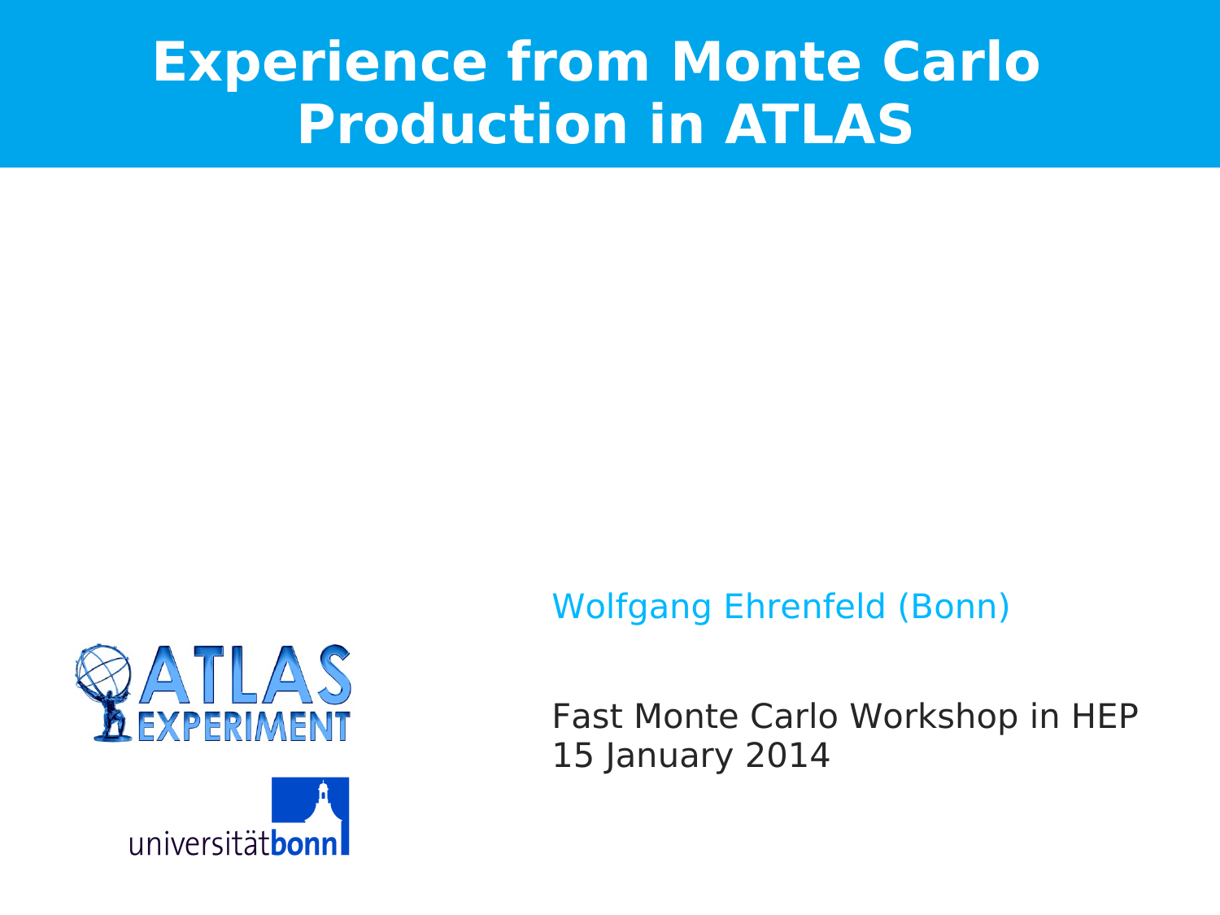# Experience from Monte Carlo Production in ATLAS

Wolfgang Ehrenfeld (Bonn)

Fast Monte Carlo Workshop in HEP
15 January 2014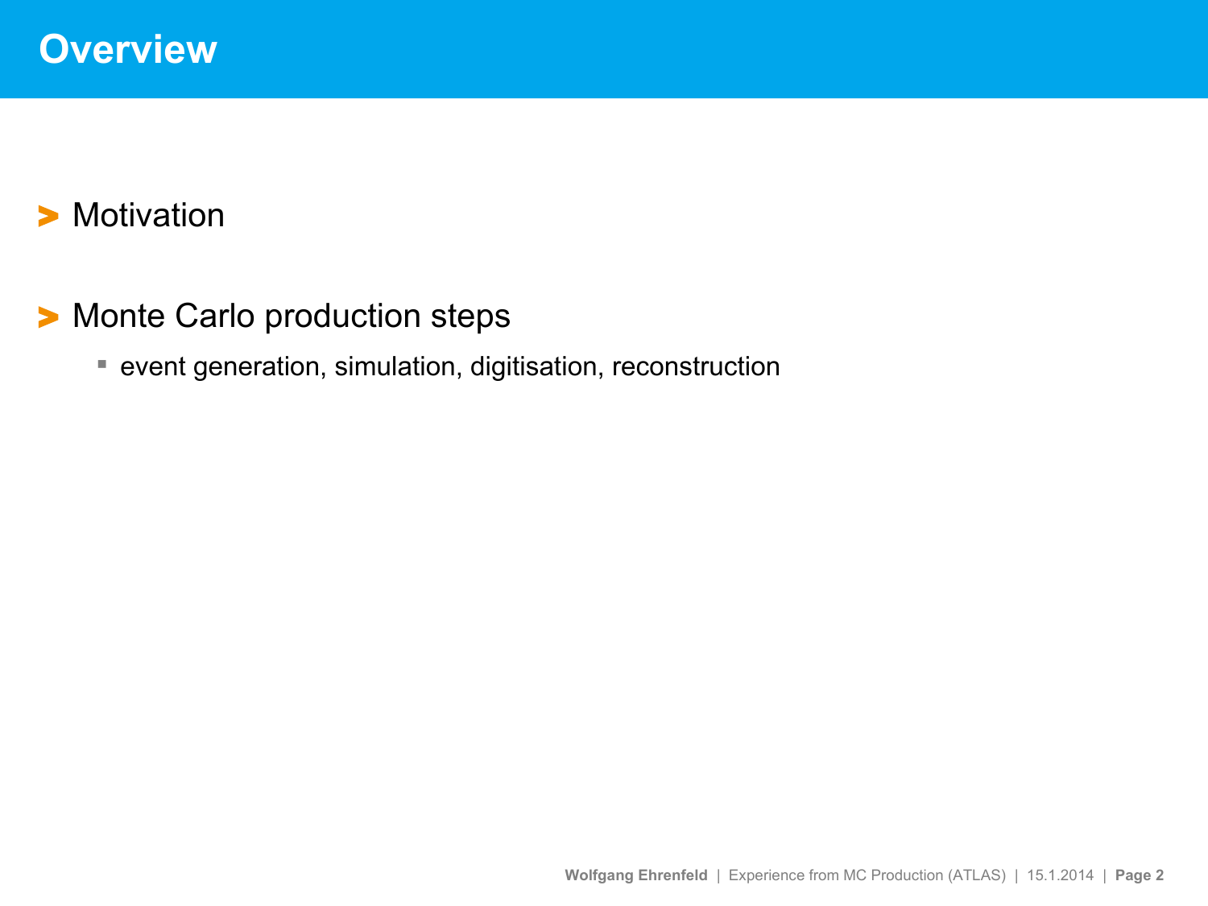# Overview

- Motivation

- Monte Carlo production steps
  - event generation, simulation, digitisation, reconstruction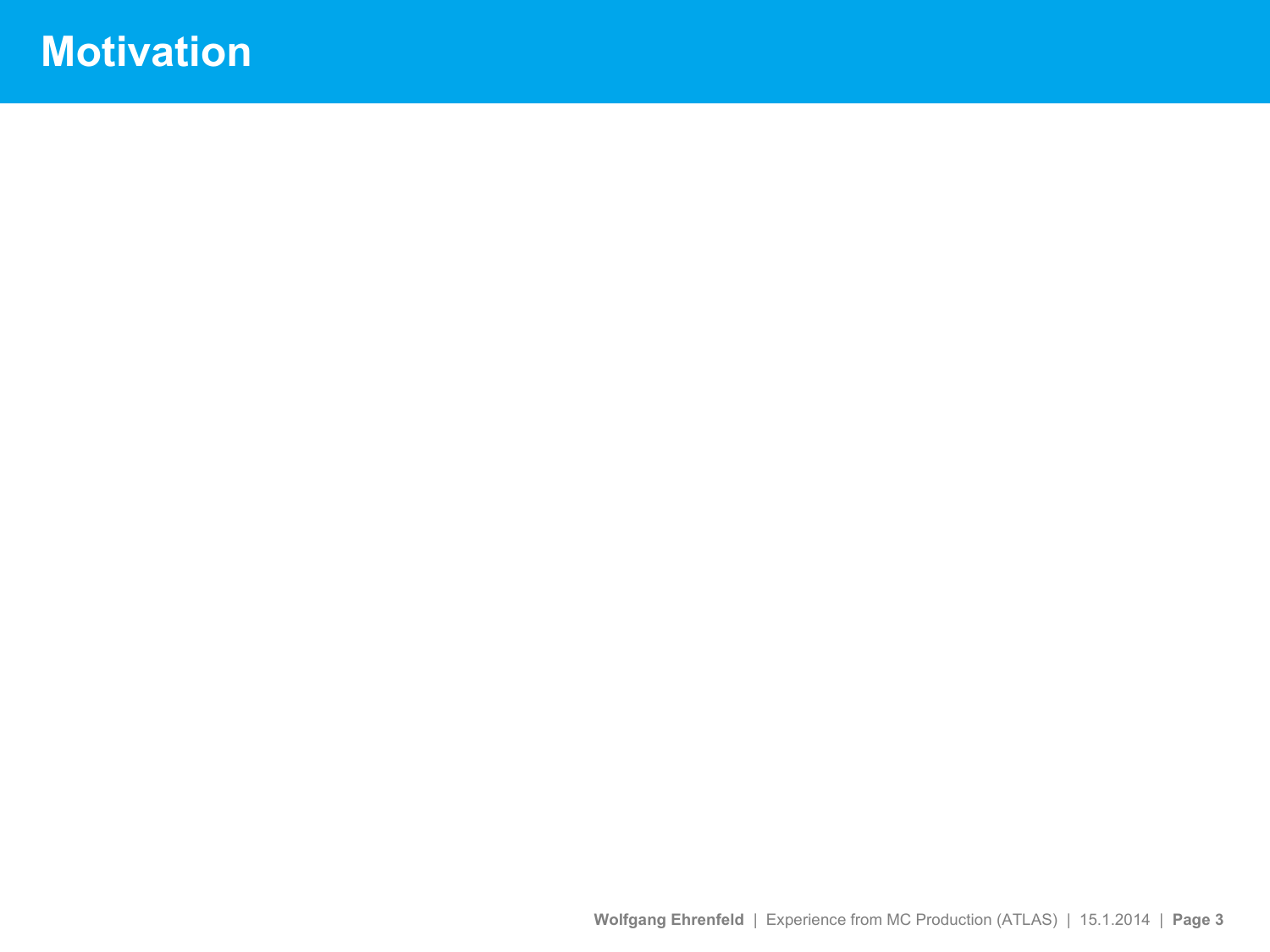# Motivation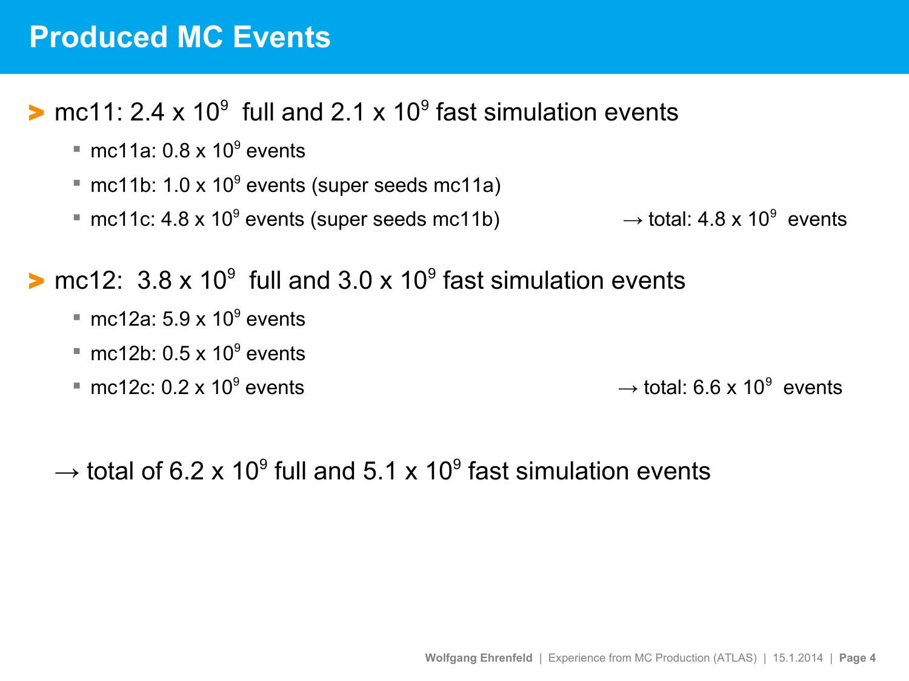# Produced MC Events

- mc11: 2.4 x $10^9$ full and 2.1 x $10^9$ fast simulation events
  - mc11a: 0.8 x $10^9$ events
  - mc11b: 1.0 x $10^9$ events (super seeds mc11a)
  - mc11c: 4.8 x $10^9$ events (super seeds mc11b) → total: 4.8 x $10^9$ events
- mc12: 3.8 x $10^9$ full and 3.0 x $10^9$ fast simulation events
  - mc12a: 5.9 x $10^9$ events
  - mc12b: 0.5 x $10^9$ events
  - mc12c: 0.2 x $10^9$ events → total: 6.6 x $10^9$ events

→ total of 6.2 x $10^9$ full and 5.1 x $10^9$ fast simulation events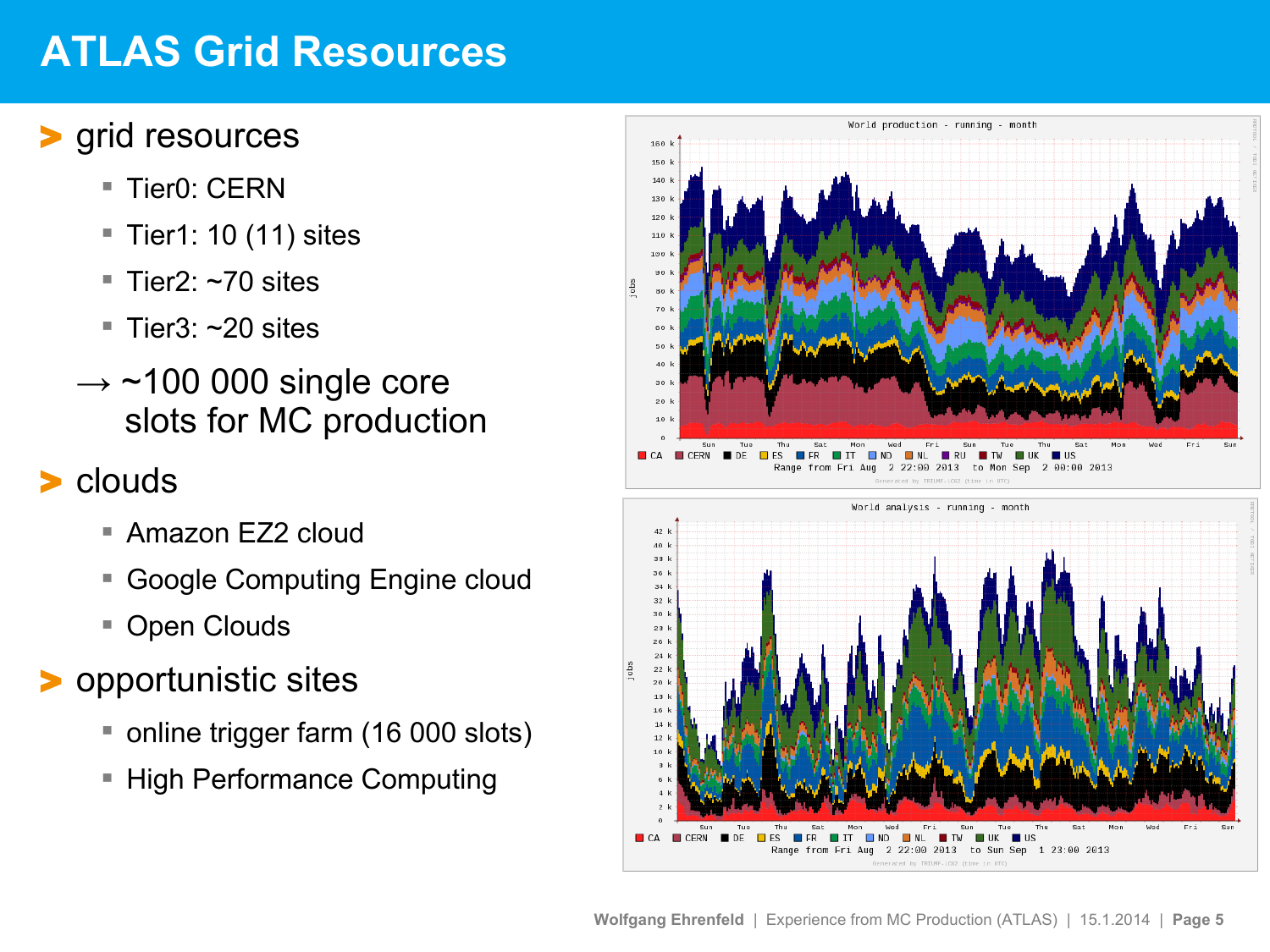# ATLAS Grid Resources

- grid resources
  - Tier0: CERN
  - Tier1: 10 (11) sites
  - Tier2: ~70 sites
  - Tier3: ~20 sites

  → ~100 000 single core slots for MC production

- clouds
  - Amazon EZ2 cloud
  - Google Computing Engine cloud
  - Open Clouds

- opportunistic sites
  - online trigger farm (16 000 slots)
  - High Performance Computing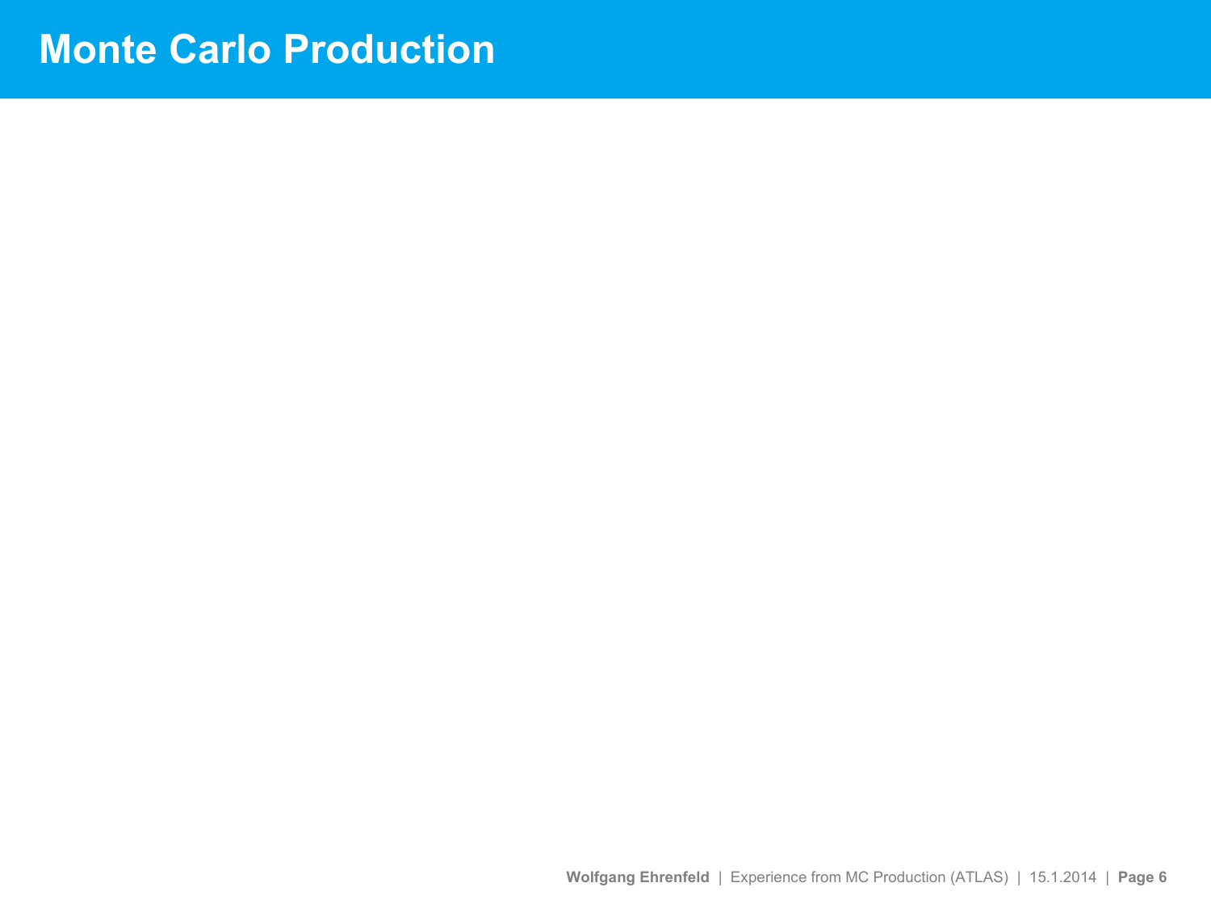# Monte Carlo Production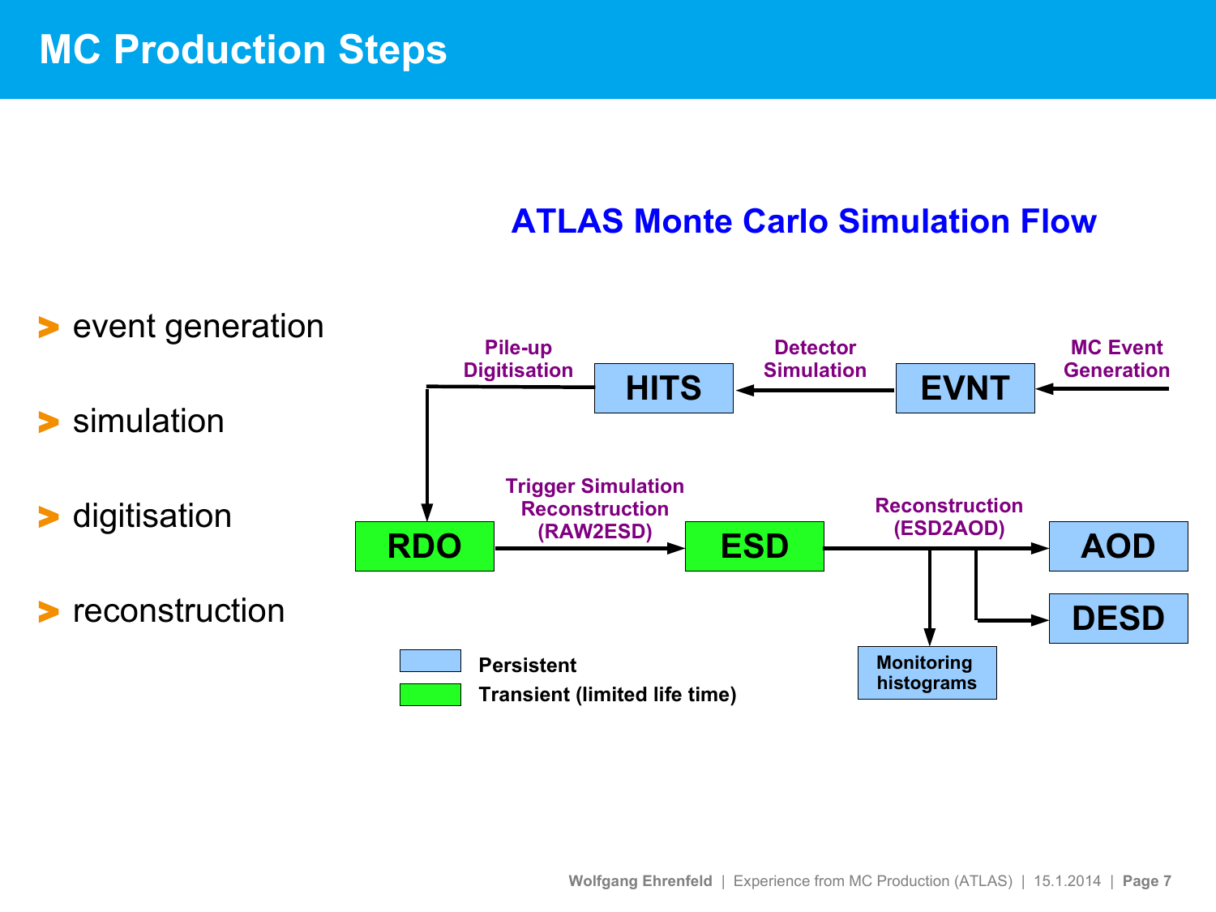# MC Production Steps

- event generation
- simulation
- digitisation
- reconstruction

## ATLAS Monte Carlo Simulation Flow

MC Event Generation → **EVNT** → Detector Simulation → **HITS** → Pile-up Digitisation → **RDO** → Trigger Simulation Reconstruction (RAW2ESD) → **ESD** → Reconstruction (ESD2AOD) → **AOD**, **DESD**, **Monitoring histograms**

- Persistent: EVNT, HITS, AOD, DESD, Monitoring histograms
- Transient (limited life time): RDO, ESD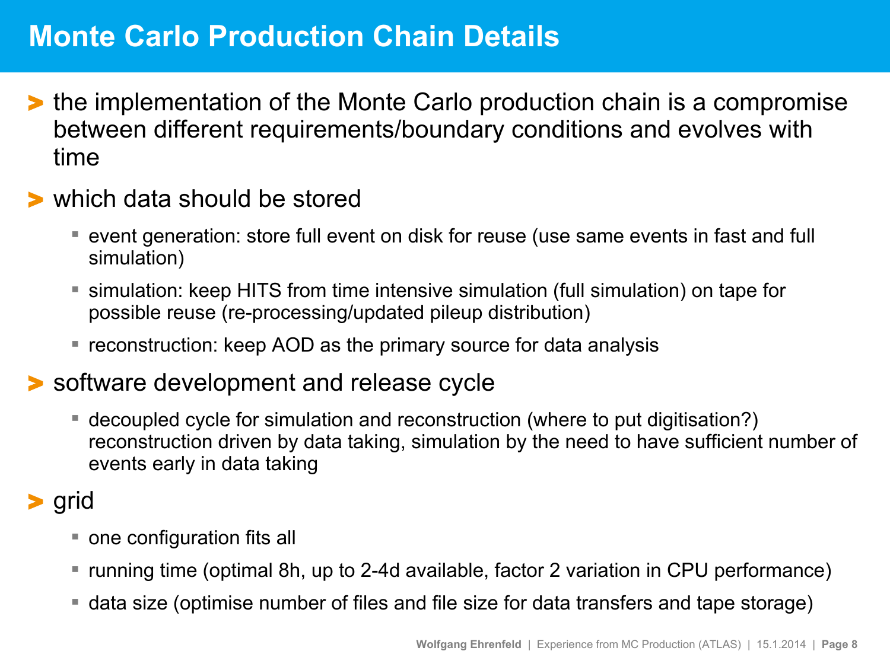# Monte Carlo Production Chain Details

- the implementation of the Monte Carlo production chain is a compromise between different requirements/boundary conditions and evolves with time
- which data should be stored
  - event generation: store full event on disk for reuse (use same events in fast and full simulation)
  - simulation: keep HITS from time intensive simulation (full simulation) on tape for possible reuse (re-processing/updated pileup distribution)
  - reconstruction: keep AOD as the primary source for data analysis
- software development and release cycle
  - decoupled cycle for simulation and reconstruction (where to put digitisation?) reconstruction driven by data taking, simulation by the need to have sufficient number of events early in data taking
- grid
  - one configuration fits all
  - running time (optimal 8h, up to 2-4d available, factor 2 variation in CPU performance)
  - data size (optimise number of files and file size for data transfers and tape storage)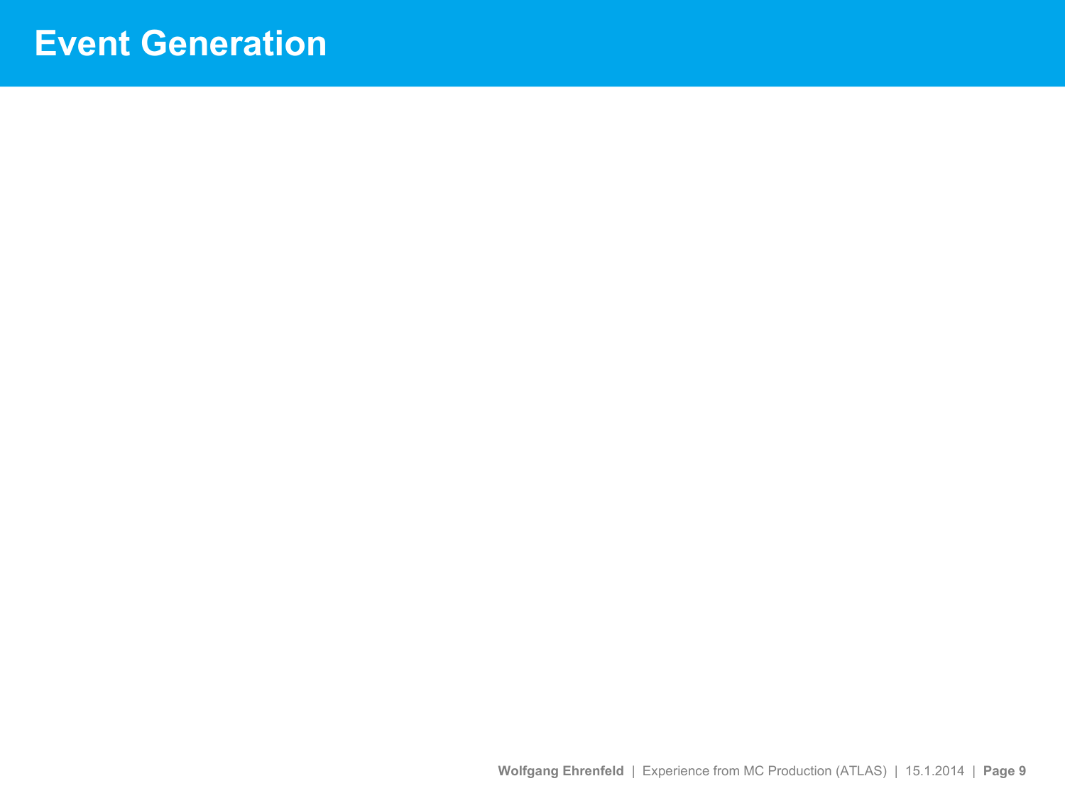# Event Generation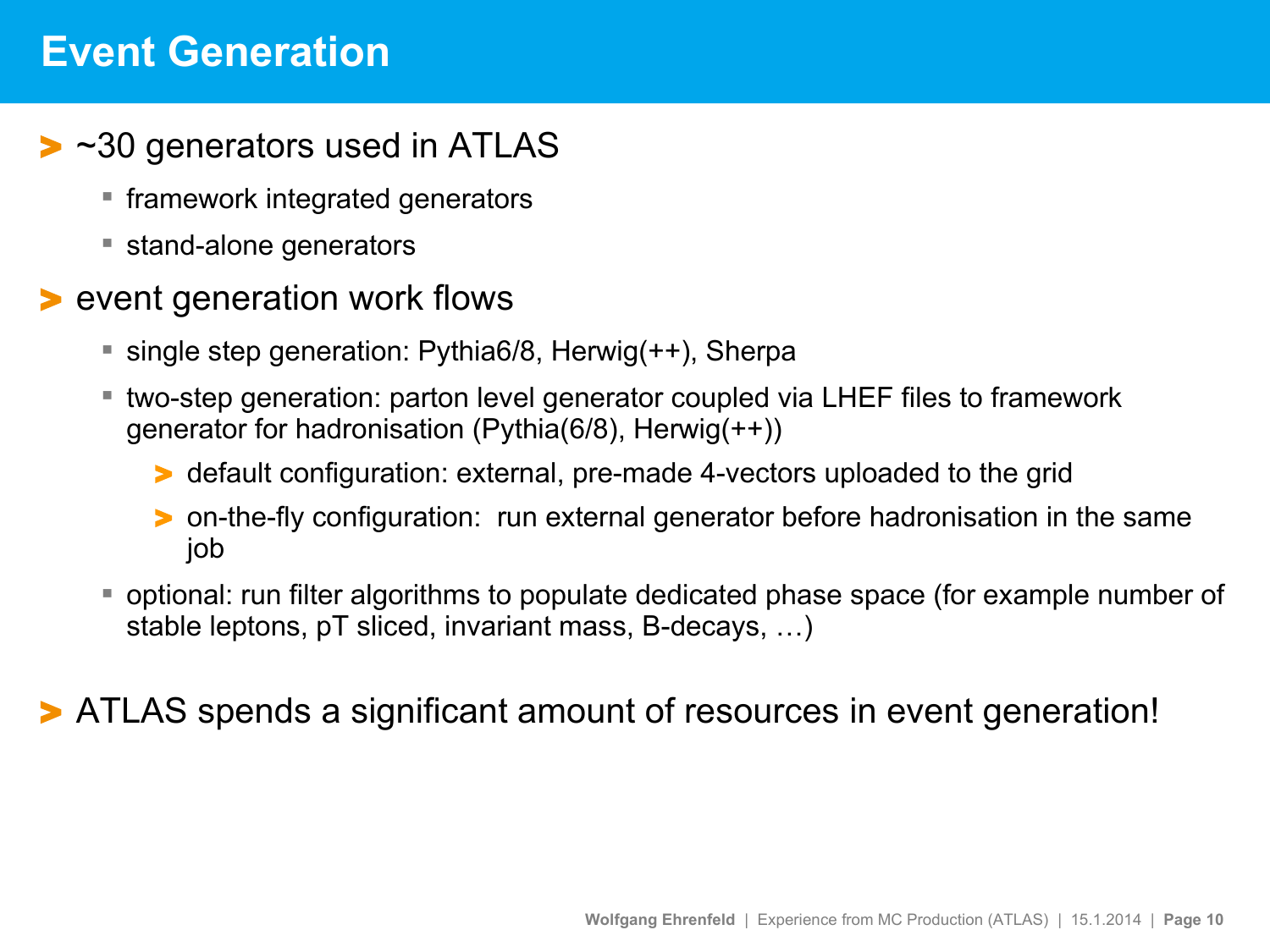# Event Generation

- ~30 generators used in ATLAS
  - framework integrated generators
  - stand-alone generators
- event generation work flows
  - single step generation: Pythia6/8, Herwig(++), Sherpa
  - two-step generation: parton level generator coupled via LHEF files to framework generator for hadronisation (Pythia(6/8), Herwig(++))
    - default configuration: external, pre-made 4-vectors uploaded to the grid
    - on-the-fly configuration: run external generator before hadronisation in the same job
  - optional: run filter algorithms to populate dedicated phase space (for example number of stable leptons, pT sliced, invariant mass, B-decays, …)
- ATLAS spends a significant amount of resources in event generation!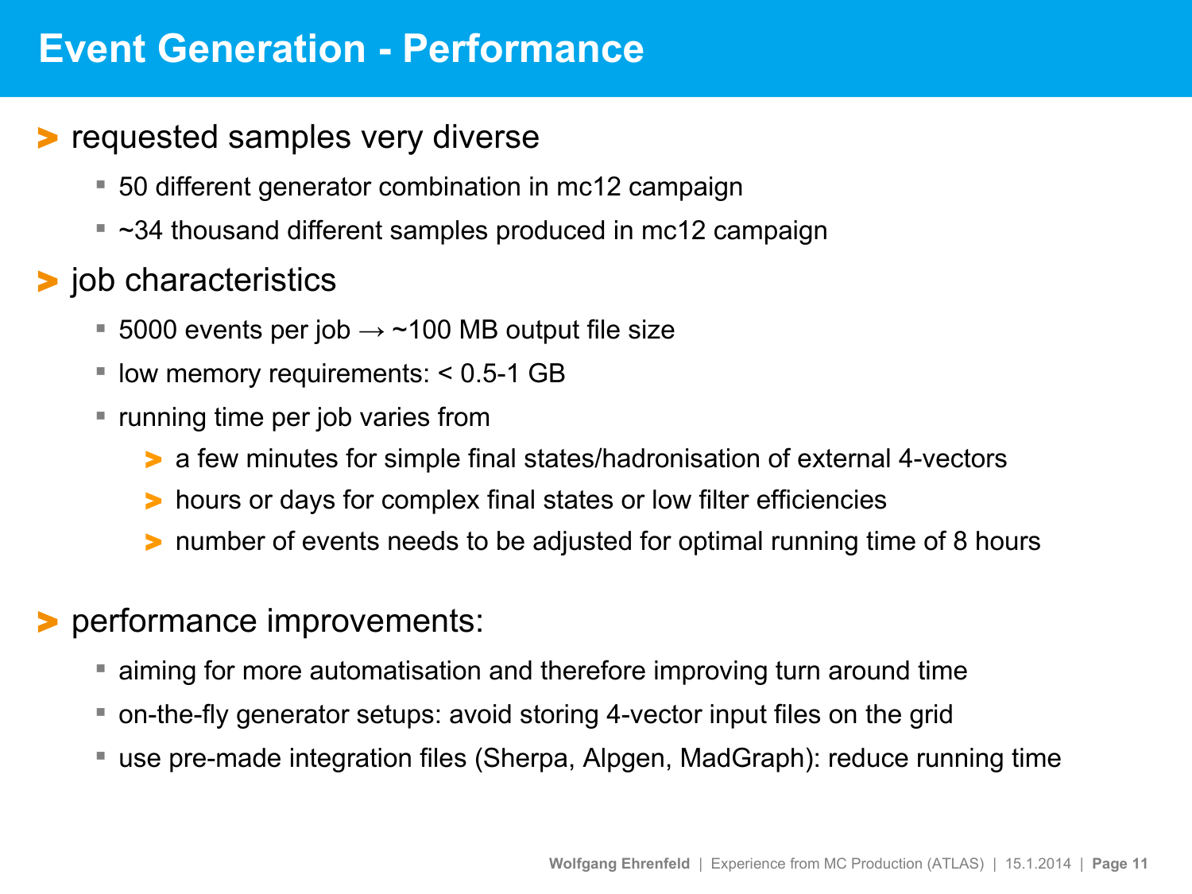# Event Generation - Performance

- requested samples very diverse
  - 50 different generator combination in mc12 campaign
  - ~34 thousand different samples produced in mc12 campaign
- job characteristics
  - 5000 events per job → ~100 MB output file size
  - low memory requirements: < 0.5-1 GB
  - running time per job varies from
    - a few minutes for simple final states/hadronisation of external 4-vectors
    - hours or days for complex final states or low filter efficiencies
    - number of events needs to be adjusted for optimal running time of 8 hours
- performance improvements:
  - aiming for more automatisation and therefore improving turn around time
  - on-the-fly generator setups: avoid storing 4-vector input files on the grid
  - use pre-made integration files (Sherpa, Alpgen, MadGraph): reduce running time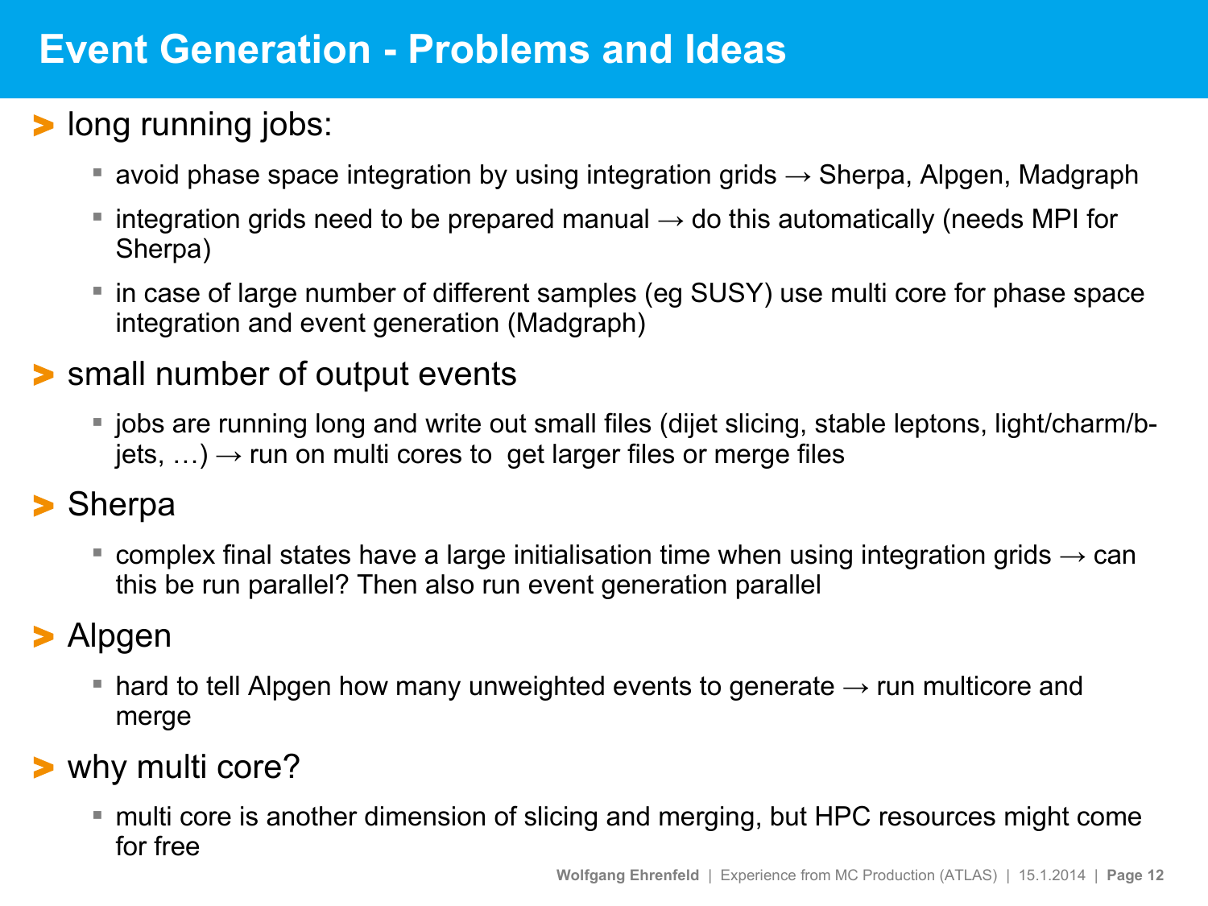# Event Generation - Problems and Ideas

- long running jobs:
  - avoid phase space integration by using integration grids → Sherpa, Alpgen, Madgraph
  - integration grids need to be prepared manual → do this automatically (needs MPI for Sherpa)
  - in case of large number of different samples (eg SUSY) use multi core for phase space integration and event generation (Madgraph)
- small number of output events
  - jobs are running long and write out small files (dijet slicing, stable leptons, light/charm/b-jets, …) → run on multi cores to get larger files or merge files
- Sherpa
  - complex final states have a large initialisation time when using integration grids → can this be run parallel? Then also run event generation parallel
- Alpgen
  - hard to tell Alpgen how many unweighted events to generate → run multicore and merge
- why multi core?
  - multi core is another dimension of slicing and merging, but HPC resources might come for free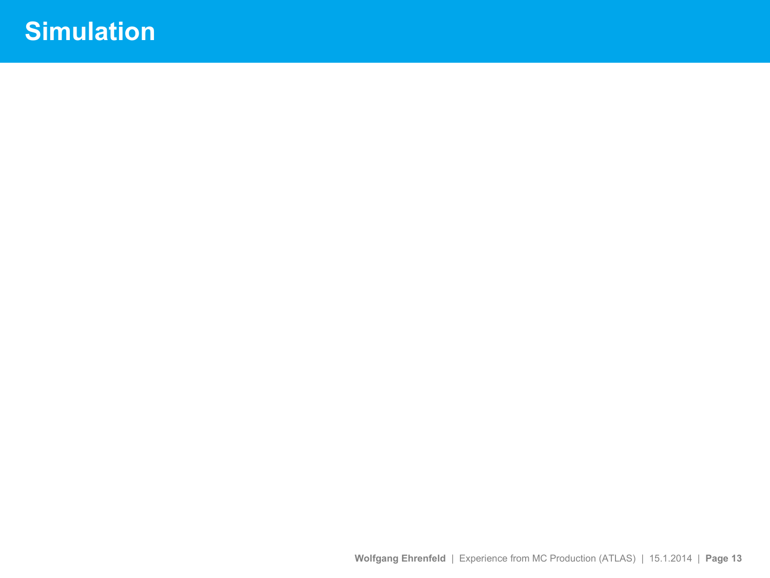# Simulation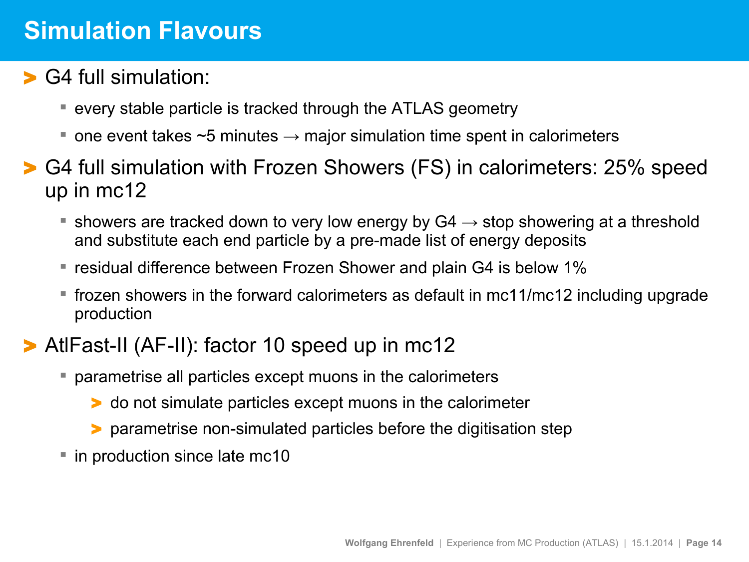# Simulation Flavours

- G4 full simulation:
  - every stable particle is tracked through the ATLAS geometry
  - one event takes ~5 minutes → major simulation time spent in calorimeters
- G4 full simulation with Frozen Showers (FS) in calorimeters: 25% speed up in mc12
  - showers are tracked down to very low energy by G4 → stop showering at a threshold and substitute each end particle by a pre-made list of energy deposits
  - residual difference between Frozen Shower and plain G4 is below 1%
  - frozen showers in the forward calorimeters as default in mc11/mc12 including upgrade production
- AtlFast-II (AF-II): factor 10 speed up in mc12
  - parametrise all particles except muons in the calorimeters
    - do not simulate particles except muons in the calorimeter
    - parametrise non-simulated particles before the digitisation step
  - in production since late mc10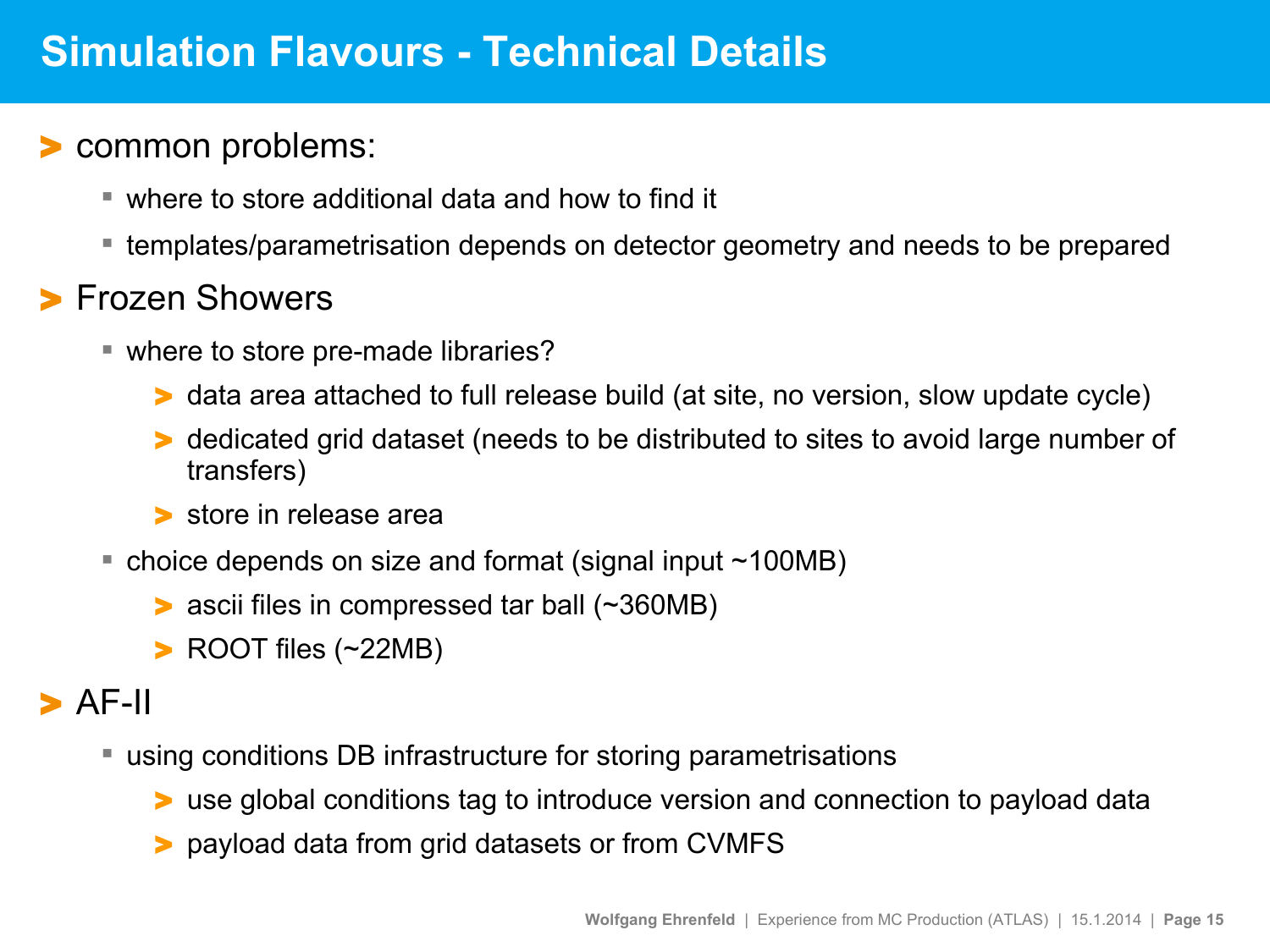# Simulation Flavours - Technical Details

- common problems:
  - where to store additional data and how to find it
  - templates/parametrisation depends on detector geometry and needs to be prepared
- Frozen Showers
  - where to store pre-made libraries?
    - data area attached to full release build (at site, no version, slow update cycle)
    - dedicated grid dataset (needs to be distributed to sites to avoid large number of transfers)
    - store in release area
  - choice depends on size and format (signal input ~100MB)
    - ascii files in compressed tar ball (~360MB)
    - ROOT files (~22MB)
- AF-II
  - using conditions DB infrastructure for storing parametrisations
    - use global conditions tag to introduce version and connection to payload data
    - payload data from grid datasets or from CVMFS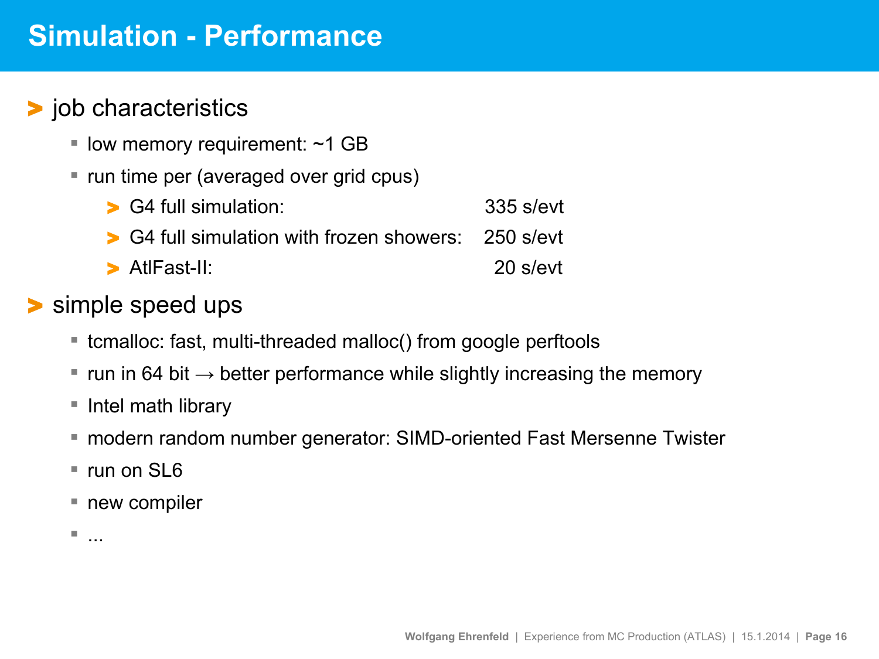# Simulation - Performance

- job characteristics
  - low memory requirement: ~1 GB
  - run time per (averaged over grid cpus)
    - G4 full simulation: 335 s/evt
    - G4 full simulation with frozen showers: 250 s/evt
    - AtlFast-II: 20 s/evt
- simple speed ups
  - tcmalloc: fast, multi-threaded malloc() from google perftools
  - run in 64 bit → better performance while slightly increasing the memory
  - Intel math library
  - modern random number generator: SIMD-oriented Fast Mersenne Twister
  - run on SL6
  - new compiler
  - ...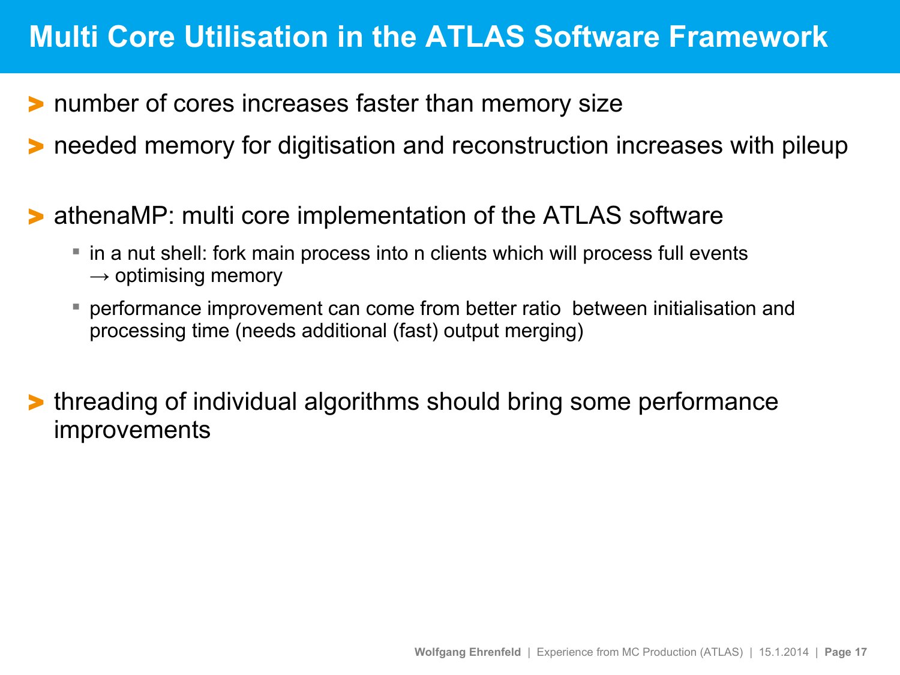# Multi Core Utilisation in the ATLAS Software Framework

- number of cores increases faster than memory size
- needed memory for digitisation and reconstruction increases with pileup

- athenaMP: multi core implementation of the ATLAS software
  - in a nut shell: fork main process into n clients which will process full events
    → optimising memory
  - performance improvement can come from better ratio between initialisation and processing time (needs additional (fast) output merging)

- threading of individual algorithms should bring some performance improvements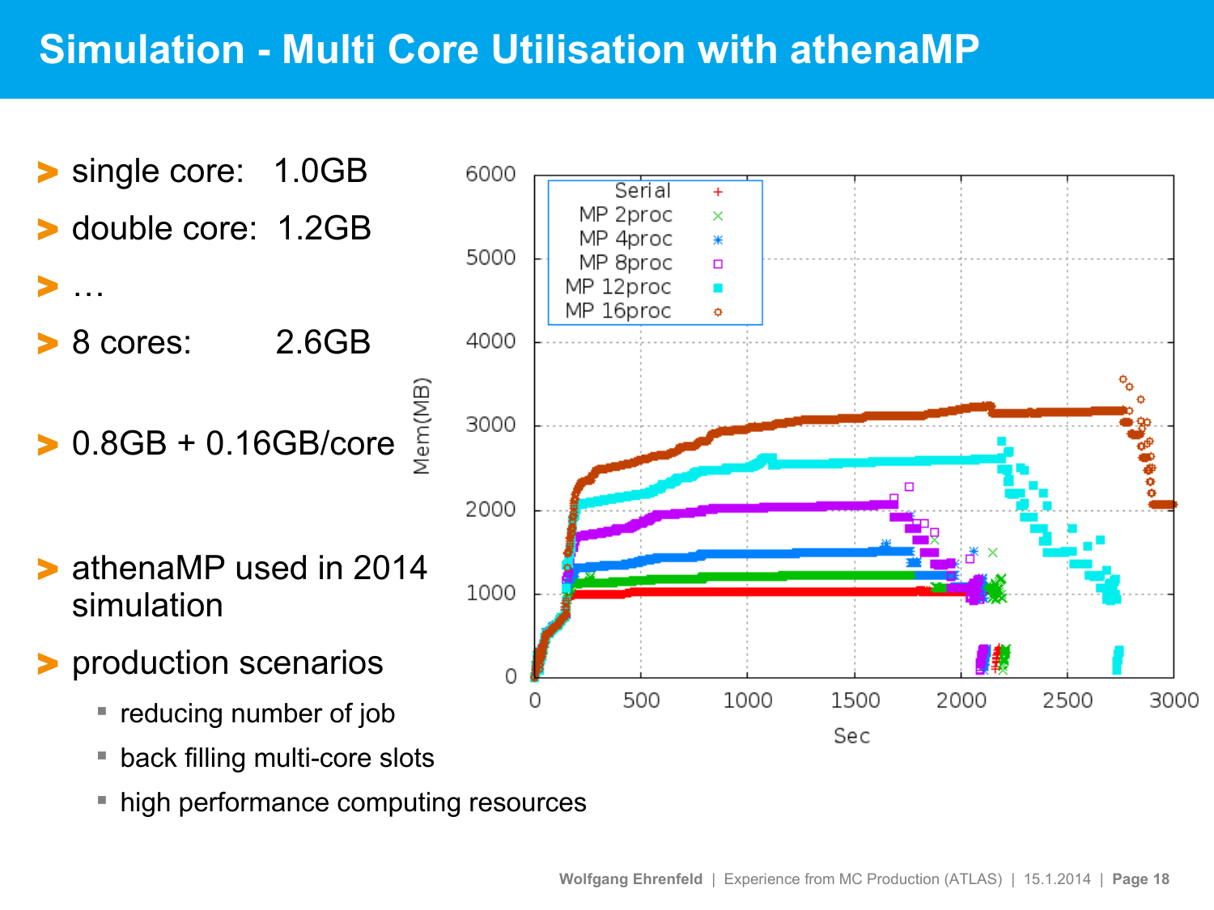# Simulation - Multi Core Utilisation with athenaMP

- single core: 1.0GB
- double core: 1.2GB
- …
- 8 cores: 2.6GB

- 0.8GB + 0.16GB/core

- athenaMP used in 2014 simulation
- production scenarios
  - reducing number of job
  - back filling multi-core slots
  - high performance computing resources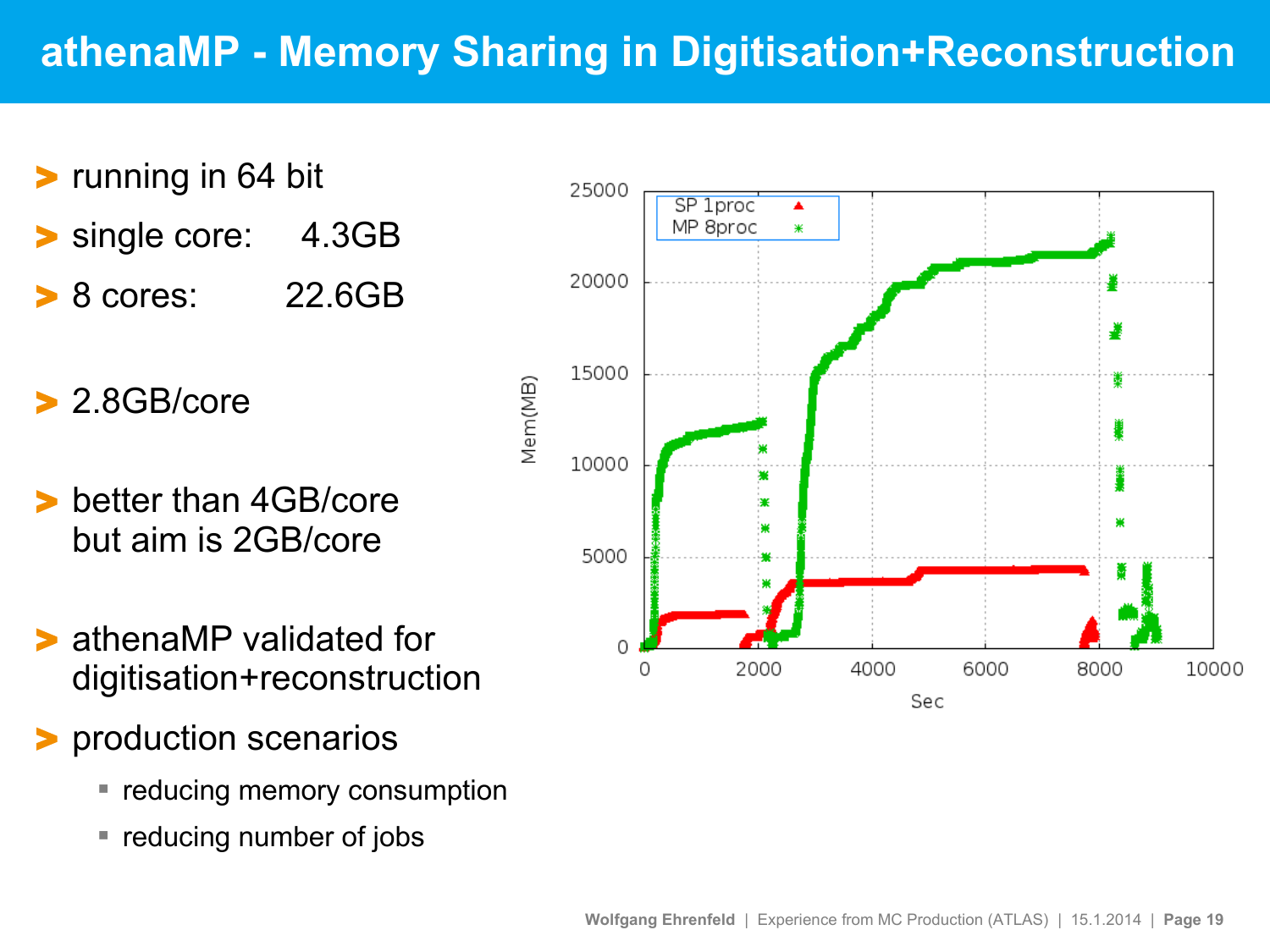# athenaMP - Memory Sharing in Digitisation+Reconstruction

- running in 64 bit
- single core: 4.3GB
- 8 cores: 22.6GB

- 2.8GB/core

- better than 4GB/core but aim is 2GB/core

- athenaMP validated for digitisation+reconstruction
- production scenarios
  - reducing memory consumption
  - reducing number of jobs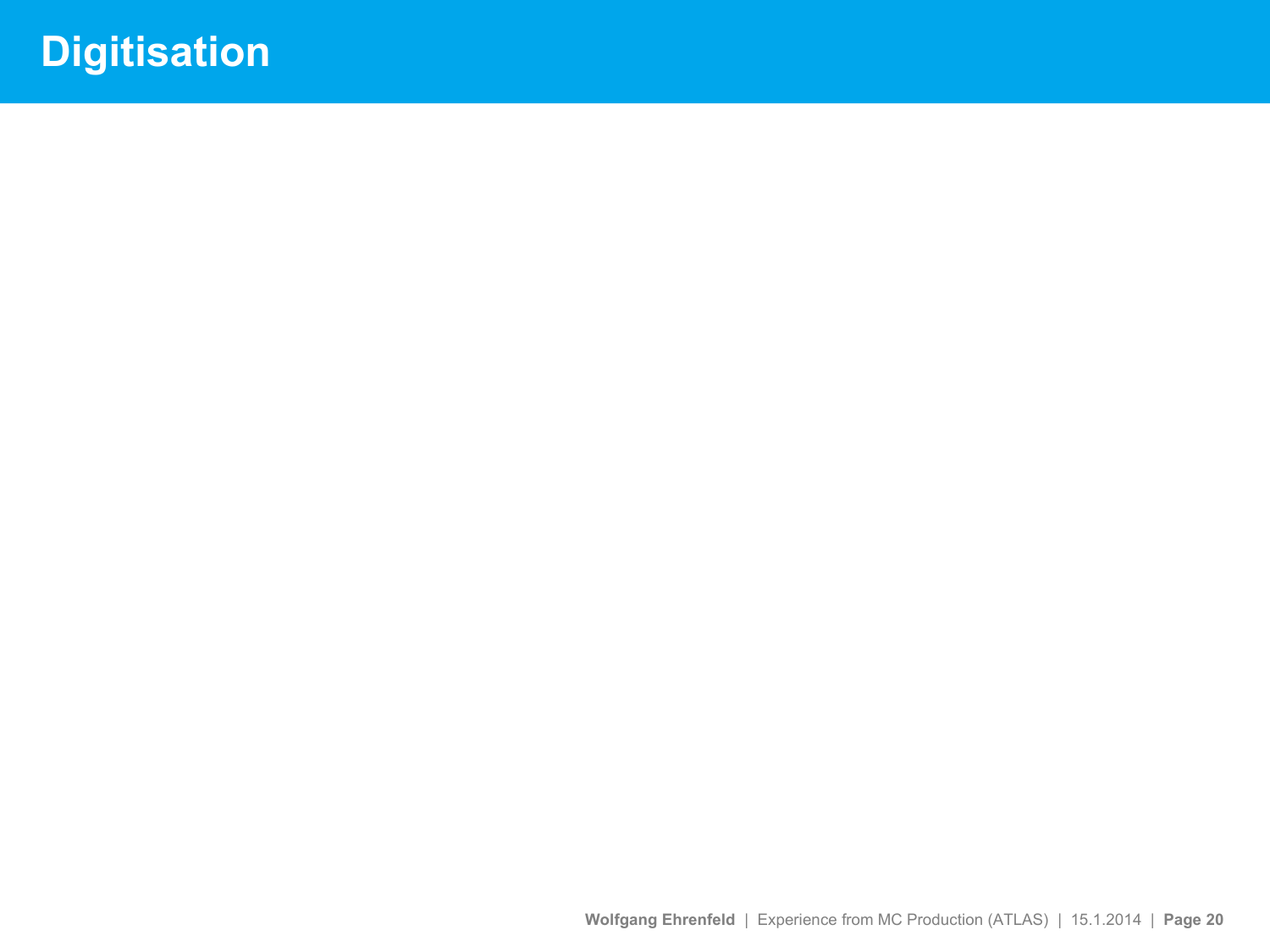# Digitisation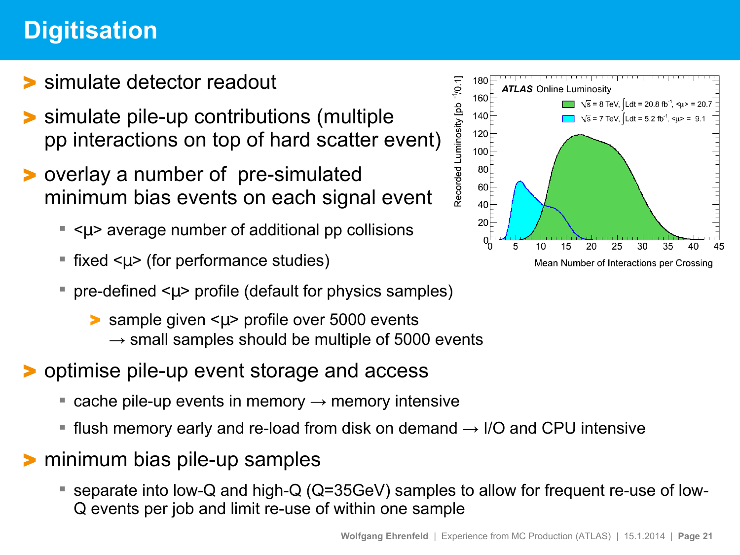# Digitisation

- simulate detector readout
- simulate pile-up contributions (multiple pp interactions on top of hard scatter event)
- overlay a number of pre-simulated minimum bias events on each signal event
  - <μ> average number of additional pp collisions
  - fixed <μ> (for performance studies)
  - pre-defined <μ> profile (default for physics samples)
    - sample given <μ> profile over 5000 events
      → small samples should be multiple of 5000 events
- optimise pile-up event storage and access
  - cache pile-up events in memory → memory intensive
  - flush memory early and re-load from disk on demand → I/O and CPU intensive
- minimum bias pile-up samples
  - separate into low-Q and high-Q (Q=35GeV) samples to allow for frequent re-use of low-Q events per job and limit re-use of within one sample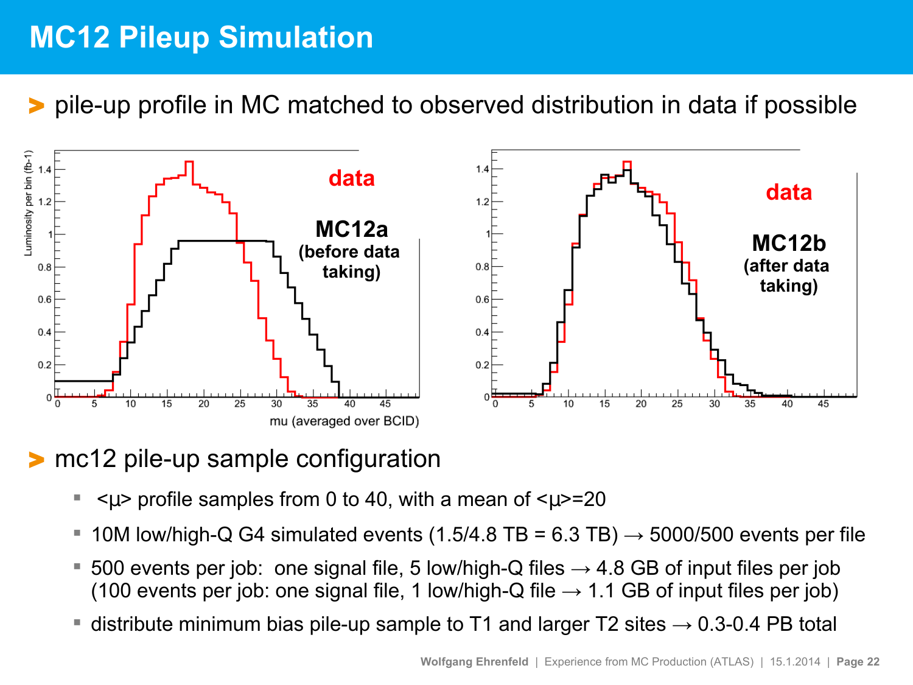# MC12 Pileup Simulation

- pile-up profile in MC matched to observed distribution in data if possible

- mc12 pile-up sample configuration
  - <μ> profile samples from 0 to 40, with a mean of <μ>=20
  - 10M low/high-Q G4 simulated events (1.5/4.8 TB = 6.3 TB) → 5000/500 events per file
  - 500 events per job: one signal file, 5 low/high-Q files → 4.8 GB of input files per job (100 events per job: one signal file, 1 low/high-Q file → 1.1 GB of input files per job)
  - distribute minimum bias pile-up sample to T1 and larger T2 sites → 0.3-0.4 PB total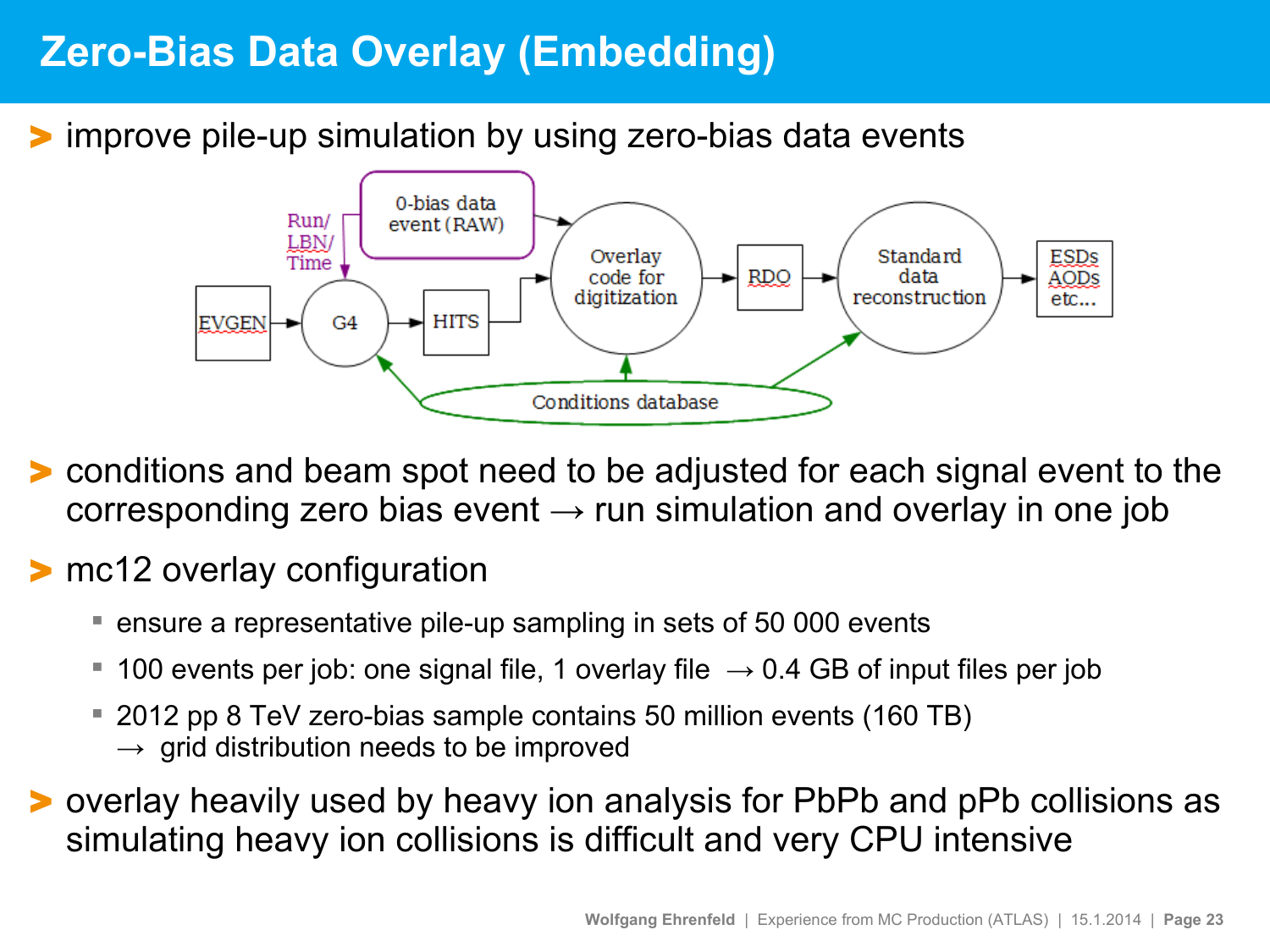# Zero-Bias Data Overlay (Embedding)

- improve pile-up simulation by using zero-bias data events

- conditions and beam spot need to be adjusted for each signal event to the corresponding zero bias event → run simulation and overlay in one job
- mc12 overlay configuration
  - ensure a representative pile-up sampling in sets of 50 000 events
  - 100 events per job: one signal file, 1 overlay file → 0.4 GB of input files per job
  - 2012 pp 8 TeV zero-bias sample contains 50 million events (160 TB)
    → grid distribution needs to be improved
- overlay heavily used by heavy ion analysis for PbPb and pPb collisions as simulating heavy ion collisions is difficult and very CPU intensive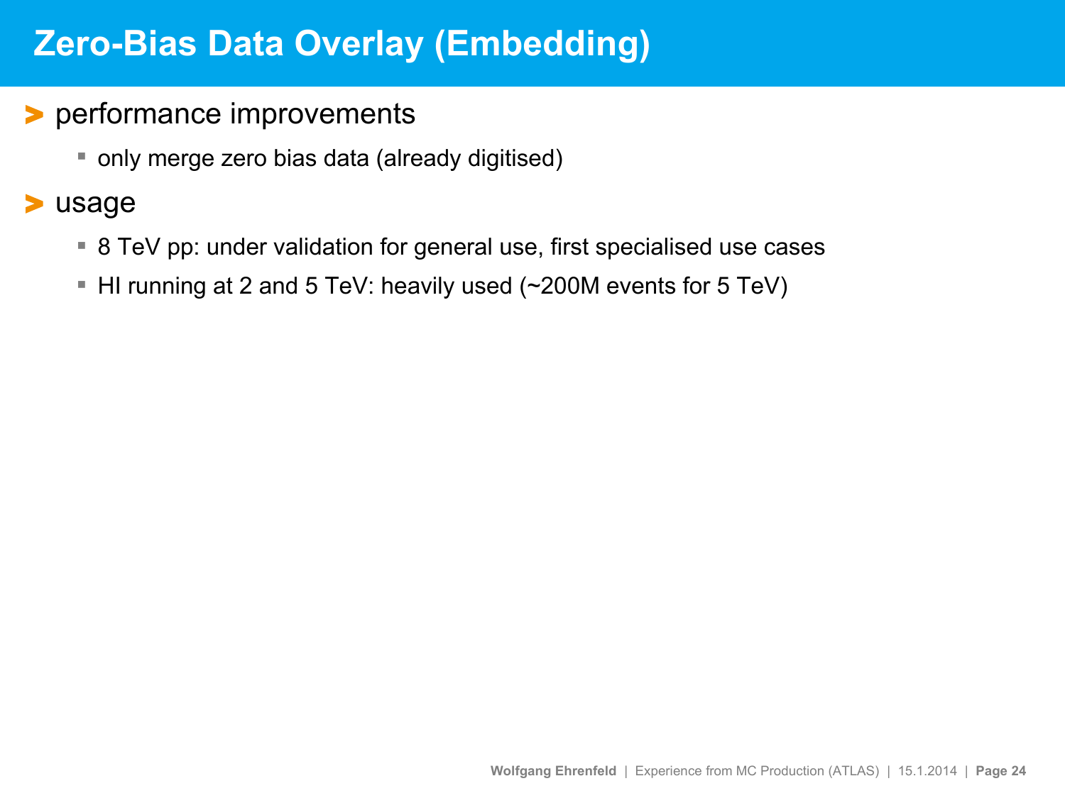# Zero-Bias Data Overlay (Embedding)

- performance improvements
  - only merge zero bias data (already digitised)
- usage
  - 8 TeV pp: under validation for general use, first specialised use cases
  - HI running at 2 and 5 TeV: heavily used (~200M events for 5 TeV)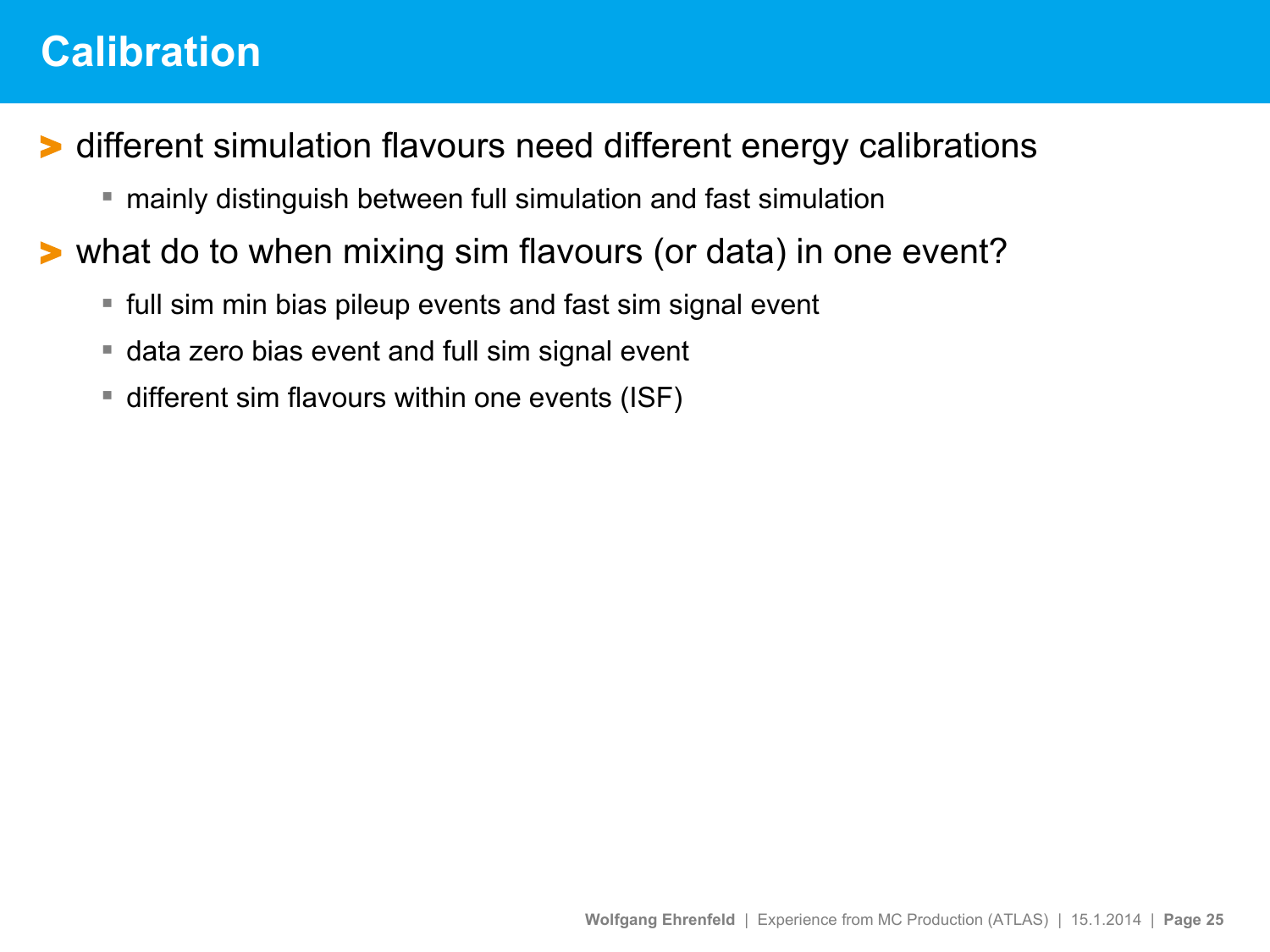# Calibration

- different simulation flavours need different energy calibrations
  - mainly distinguish between full simulation and fast simulation
- what do to when mixing sim flavours (or data) in one event?
  - full sim min bias pileup events and fast sim signal event
  - data zero bias event and full sim signal event
  - different sim flavours within one events (ISF)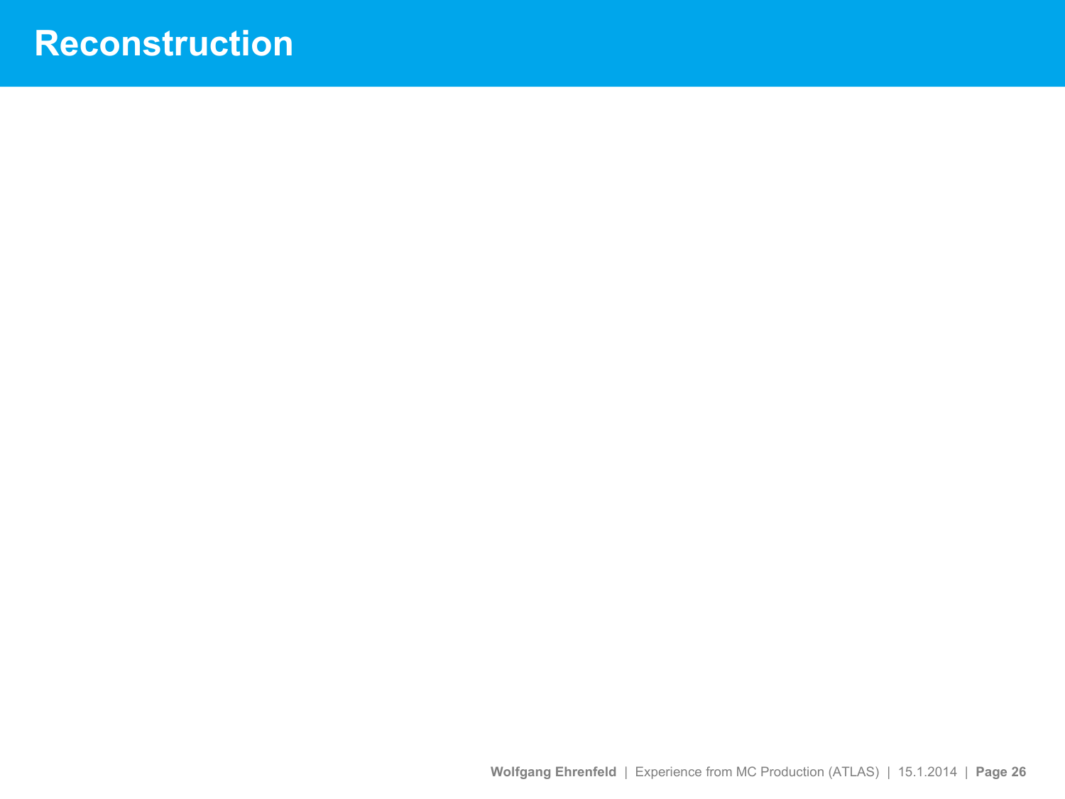# Reconstruction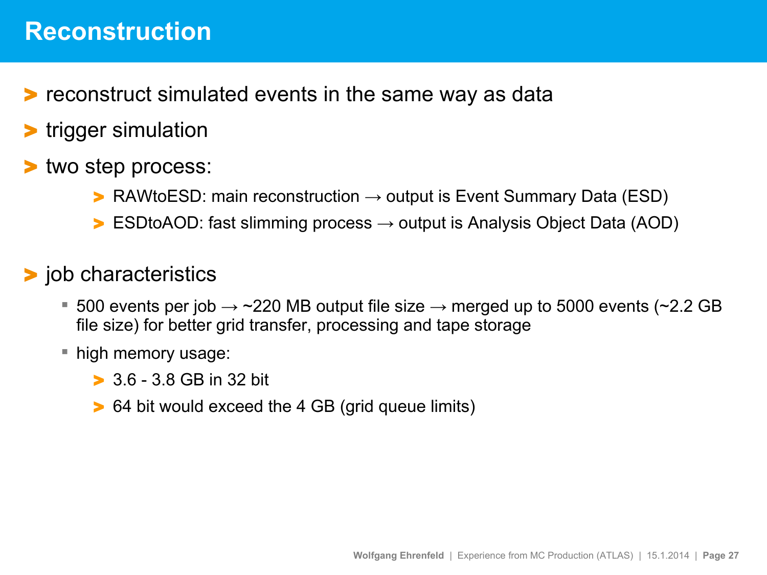# Reconstruction

- reconstruct simulated events in the same way as data
- trigger simulation
- two step process:
  - RAWtoESD: main reconstruction → output is Event Summary Data (ESD)
  - ESDtoAOD: fast slimming process → output is Analysis Object Data (AOD)
- job characteristics
  - 500 events per job → ~220 MB output file size → merged up to 5000 events (~2.2 GB file size) for better grid transfer, processing and tape storage
  - high memory usage:
    - 3.6 - 3.8 GB in 32 bit
    - 64 bit would exceed the 4 GB (grid queue limits)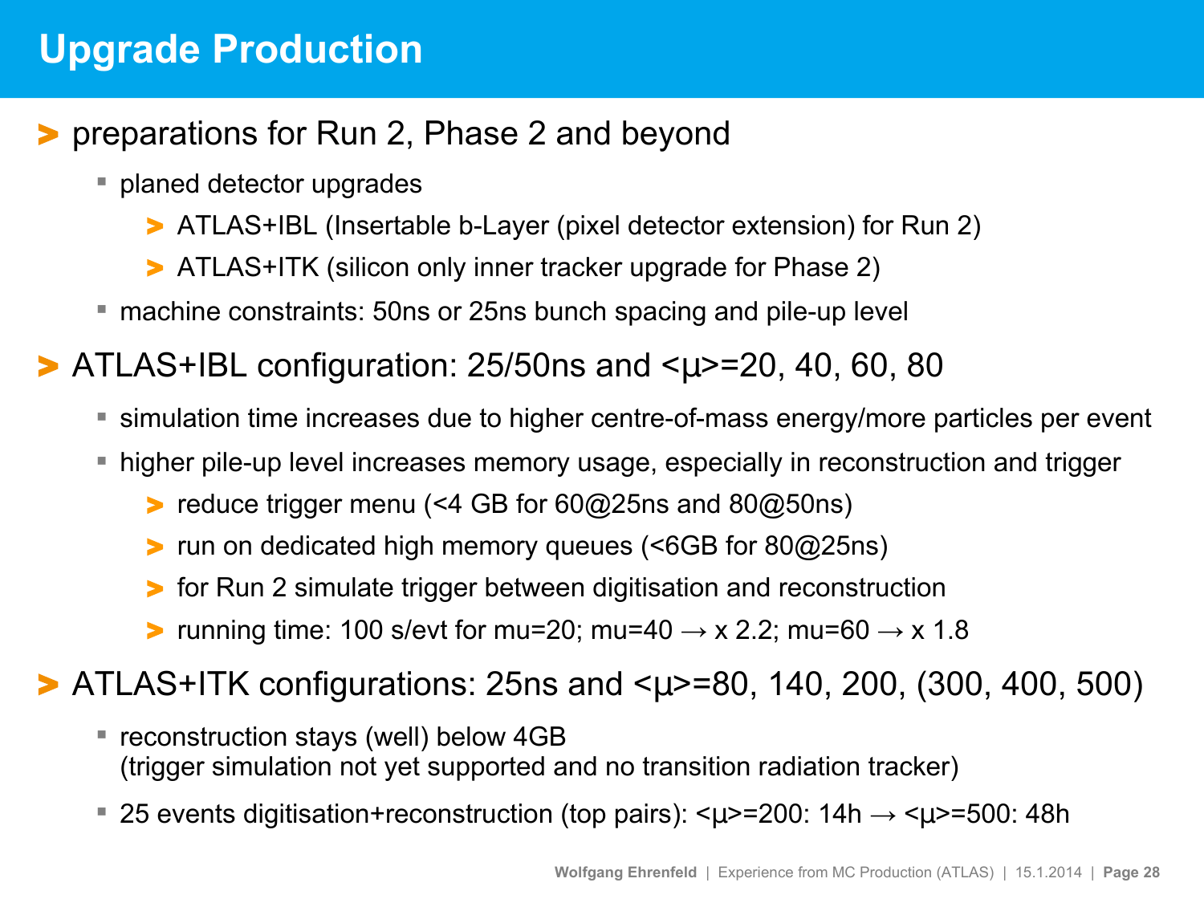# Upgrade Production

- preparations for Run 2, Phase 2 and beyond
  - planed detector upgrades
    - ATLAS+IBL (Insertable b-Layer (pixel detector extension) for Run 2)
    - ATLAS+ITK (silicon only inner tracker upgrade for Phase 2)
  - machine constraints: 50ns or 25ns bunch spacing and pile-up level
- ATLAS+IBL configuration: 25/50ns and $\langle\mu\rangle$=20, 40, 60, 80
  - simulation time increases due to higher centre-of-mass energy/more particles per event
  - higher pile-up level increases memory usage, especially in reconstruction and trigger
    - reduce trigger menu (<4 GB for 60@25ns and 80@50ns)
    - run on dedicated high memory queues (<6GB for 80@25ns)
    - for Run 2 simulate trigger between digitisation and reconstruction
    - running time: 100 s/evt for mu=20; mu=40 $\rightarrow$ x 2.2; mu=60 $\rightarrow$ x 1.8
- ATLAS+ITK configurations: 25ns and $\langle\mu\rangle$=80, 140, 200, (300, 400, 500)
  - reconstruction stays (well) below 4GB
    (trigger simulation not yet supported and no transition radiation tracker)
  - 25 events digitisation+reconstruction (top pairs): $\langle\mu\rangle$=200: 14h $\rightarrow$ $\langle\mu\rangle$=500: 48h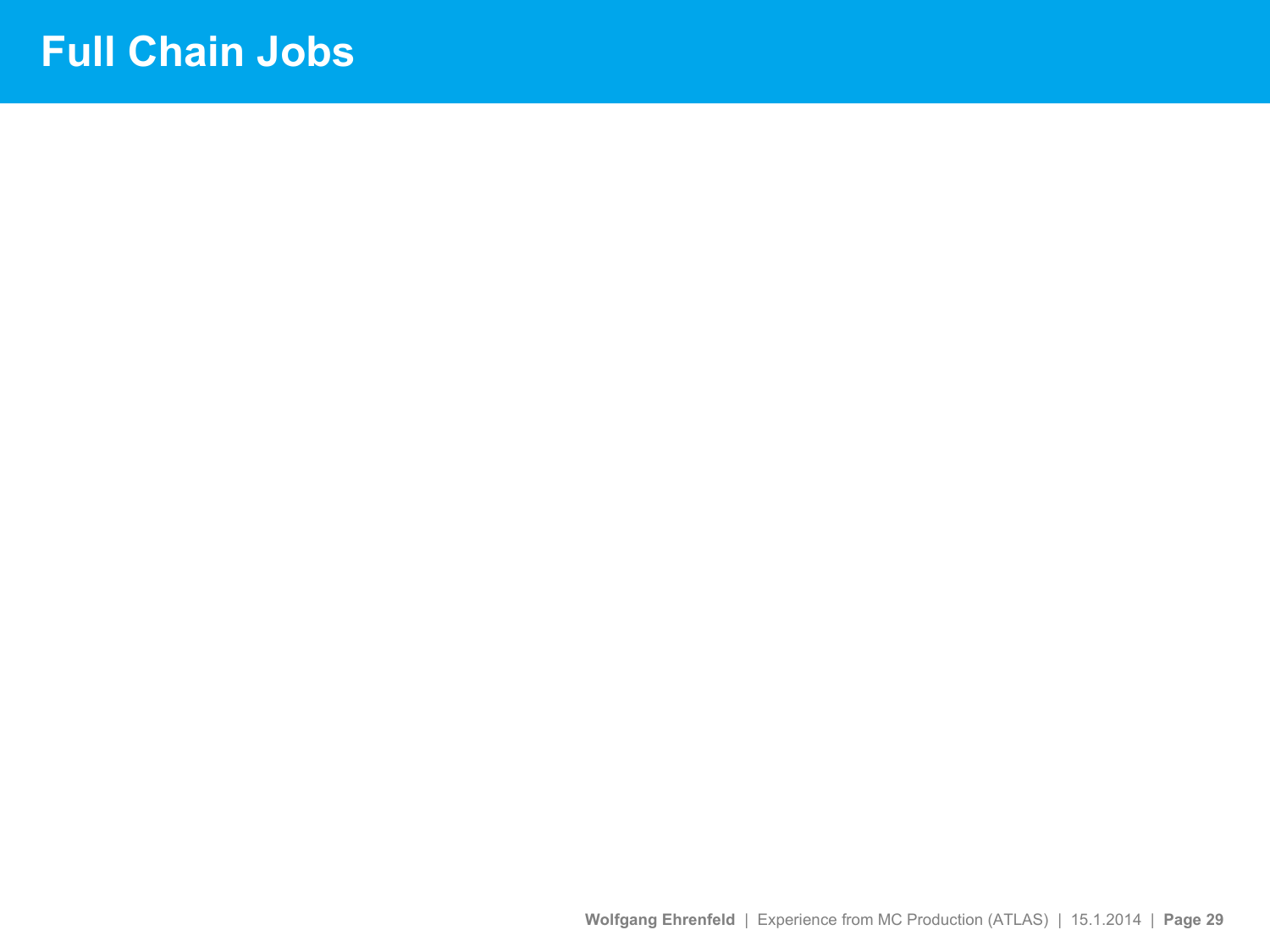# Full Chain Jobs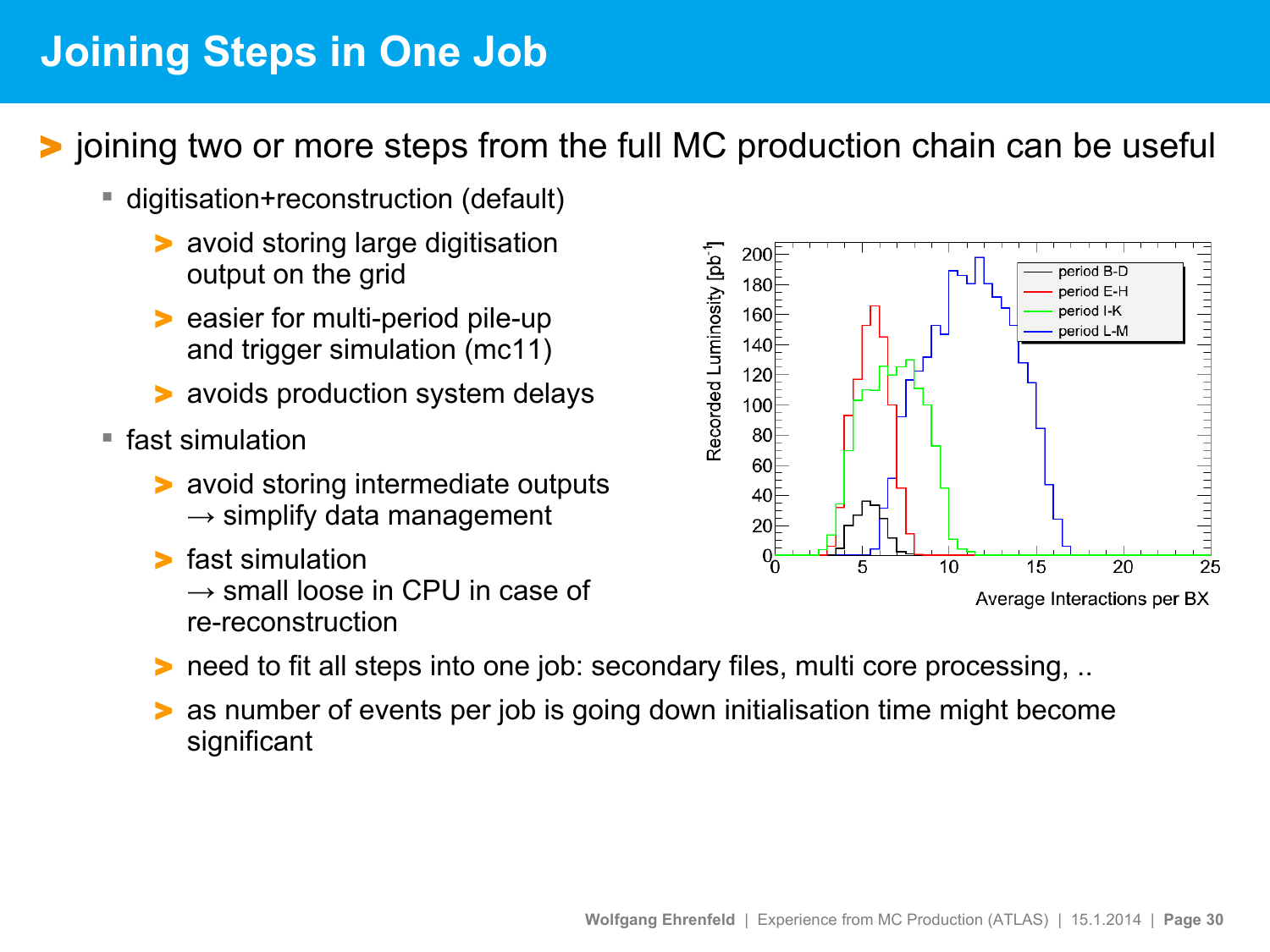# Joining Steps in One Job

- joining two or more steps from the full MC production chain can be useful
  - digitisation+reconstruction (default)
    - avoid storing large digitisation output on the grid
    - easier for multi-period pile-up and trigger simulation (mc11)
    - avoids production system delays
  - fast simulation
    - avoid storing intermediate outputs → simplify data management
    - fast simulation → small loose in CPU in case of re-reconstruction
    - need to fit all steps into one job: secondary files, multi core processing, ..
    - as number of events per job is going down initialisation time might become significant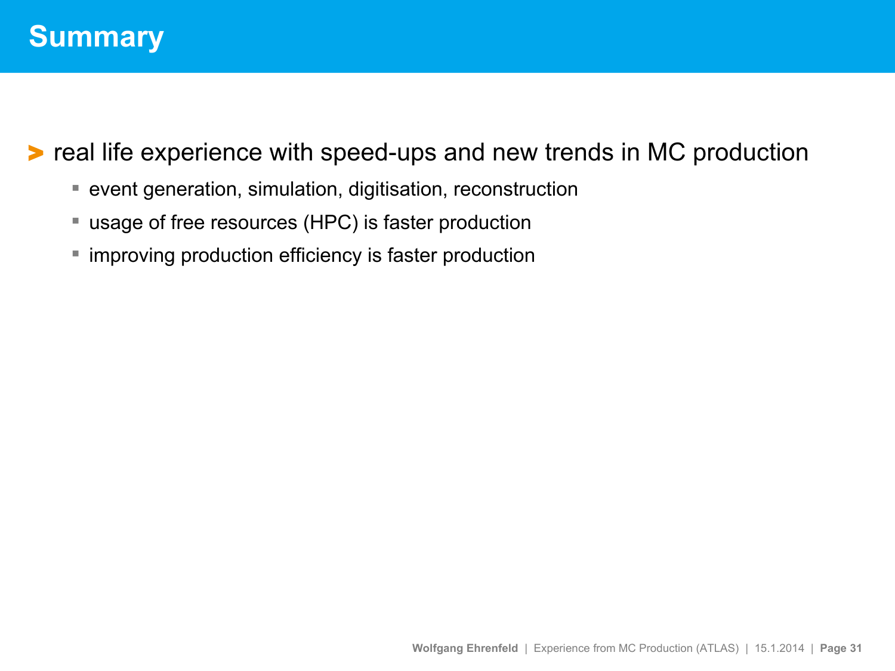# Summary

- real life experience with speed-ups and new trends in MC production
  - event generation, simulation, digitisation, reconstruction
  - usage of free resources (HPC) is faster production
  - improving production efficiency is faster production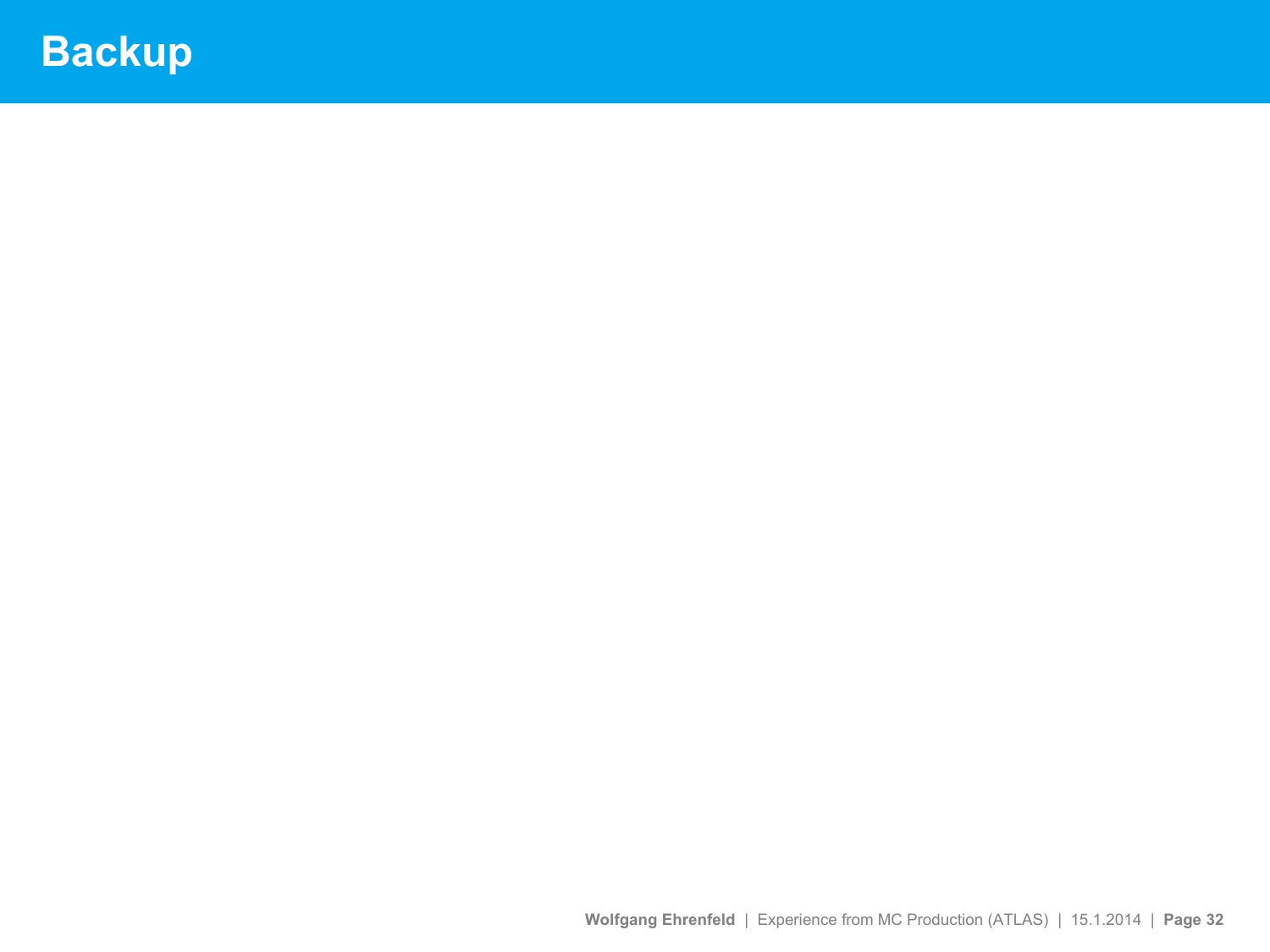# Backup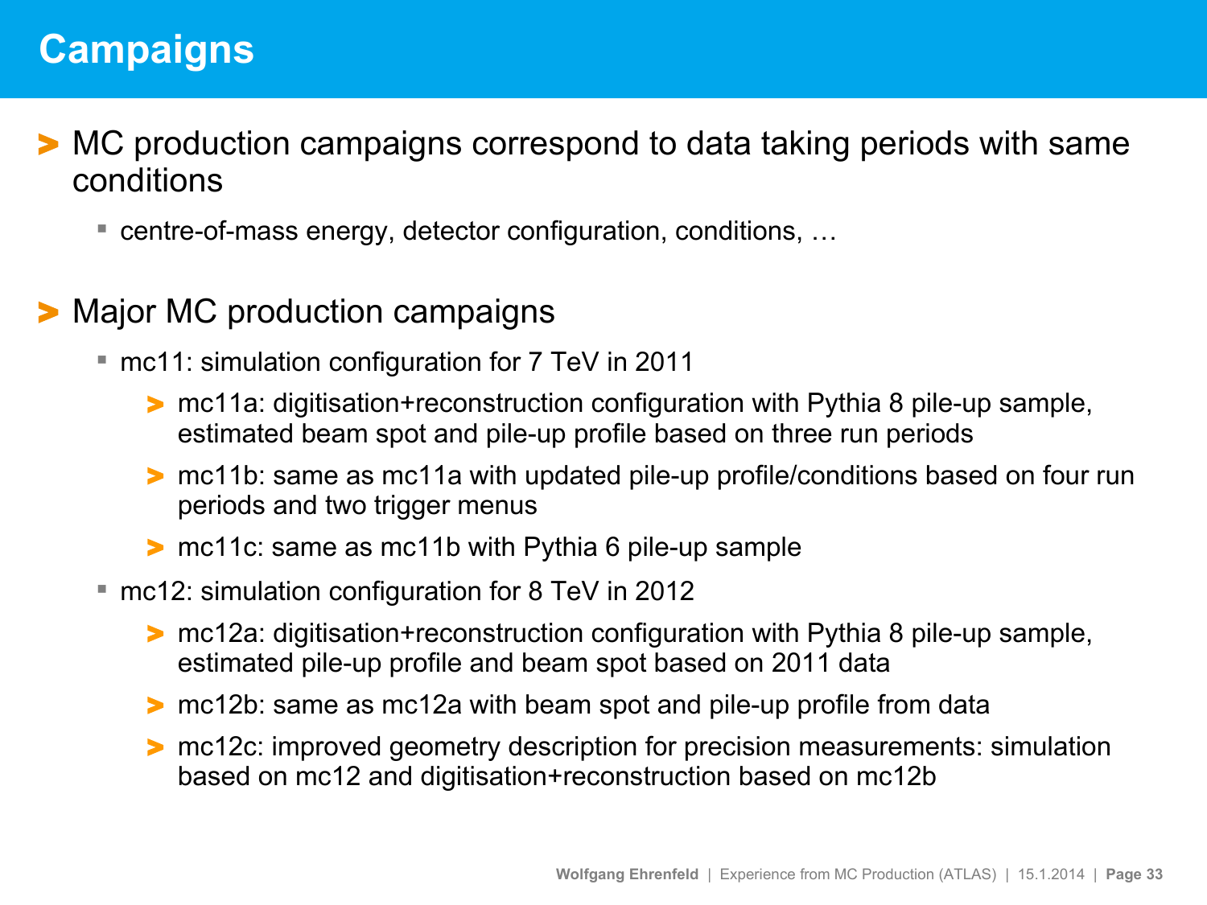# Campaigns

- MC production campaigns correspond to data taking periods with same conditions
  - centre-of-mass energy, detector configuration, conditions, …

- Major MC production campaigns
  - mc11: simulation configuration for 7 TeV in 2011
    - mc11a: digitisation+reconstruction configuration with Pythia 8 pile-up sample, estimated beam spot and pile-up profile based on three run periods
    - mc11b: same as mc11a with updated pile-up profile/conditions based on four run periods and two trigger menus
    - mc11c: same as mc11b with Pythia 6 pile-up sample
  - mc12: simulation configuration for 8 TeV in 2012
    - mc12a: digitisation+reconstruction configuration with Pythia 8 pile-up sample, estimated pile-up profile and beam spot based on 2011 data
    - mc12b: same as mc12a with beam spot and pile-up profile from data
    - mc12c: improved geometry description for precision measurements: simulation based on mc12 and digitisation+reconstruction based on mc12b